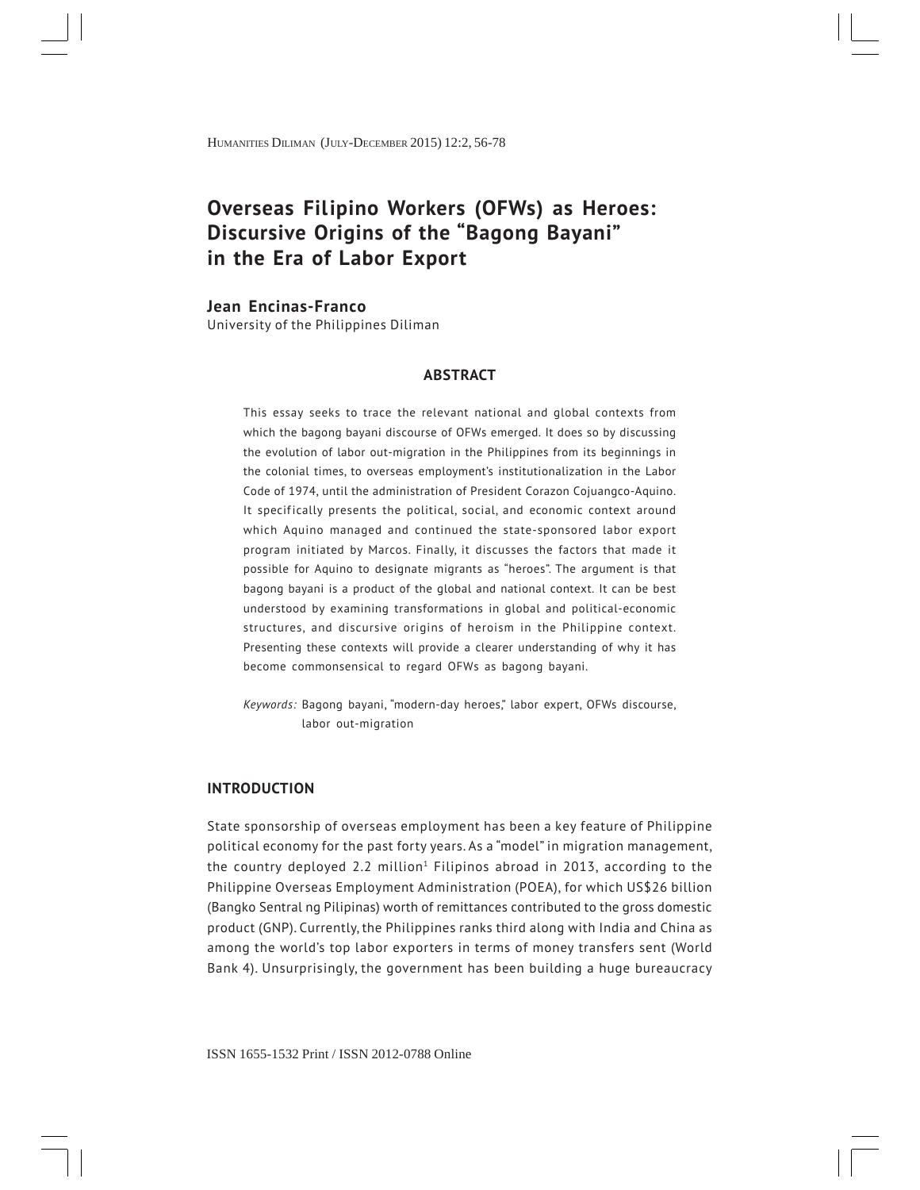# Overseas Filipino Workers (OFWs) as Heroes: Discursive Origins of the "Bagong Bayani" in the Era of Labor Export

**Jean Encinas-Franco**
University of the Philippines Diliman

## ABSTRACT

This essay seeks to trace the relevant national and global contexts from which the bagong bayani discourse of OFWs emerged. It does so by discussing the evolution of labor out-migration in the Philippines from its beginnings in the colonial times, to overseas employment's institutionalization in the Labor Code of 1974, until the administration of President Corazon Cojuangco-Aquino. It specifically presents the political, social, and economic context around which Aquino managed and continued the state-sponsored labor export program initiated by Marcos. Finally, it discusses the factors that made it possible for Aquino to designate migrants as "heroes". The argument is that bagong bayani is a product of the global and national context. It can be best understood by examining transformations in global and political-economic structures, and discursive origins of heroism in the Philippine context. Presenting these contexts will provide a clearer understanding of why it has become commonsensical to regard OFWs as bagong bayani.

*Keywords:* Bagong bayani, "modern-day heroes," labor expert, OFWs discourse, labor out-migration

## INTRODUCTION

State sponsorship of overseas employment has been a key feature of Philippine political economy for the past forty years. As a "model" in migration management, the country deployed 2.2 million[1] Filipinos abroad in 2013, according to the Philippine Overseas Employment Administration (POEA), for which US$26 billion (Bangko Sentral ng Pilipinas) worth of remittances contributed to the gross domestic product (GNP). Currently, the Philippines ranks third along with India and China as among the world's top labor exporters in terms of money transfers sent (World Bank 4). Unsurprisingly, the government has been building a huge bureaucracy

ISSN 1655-1532 Print / ISSN 2012-0788 Online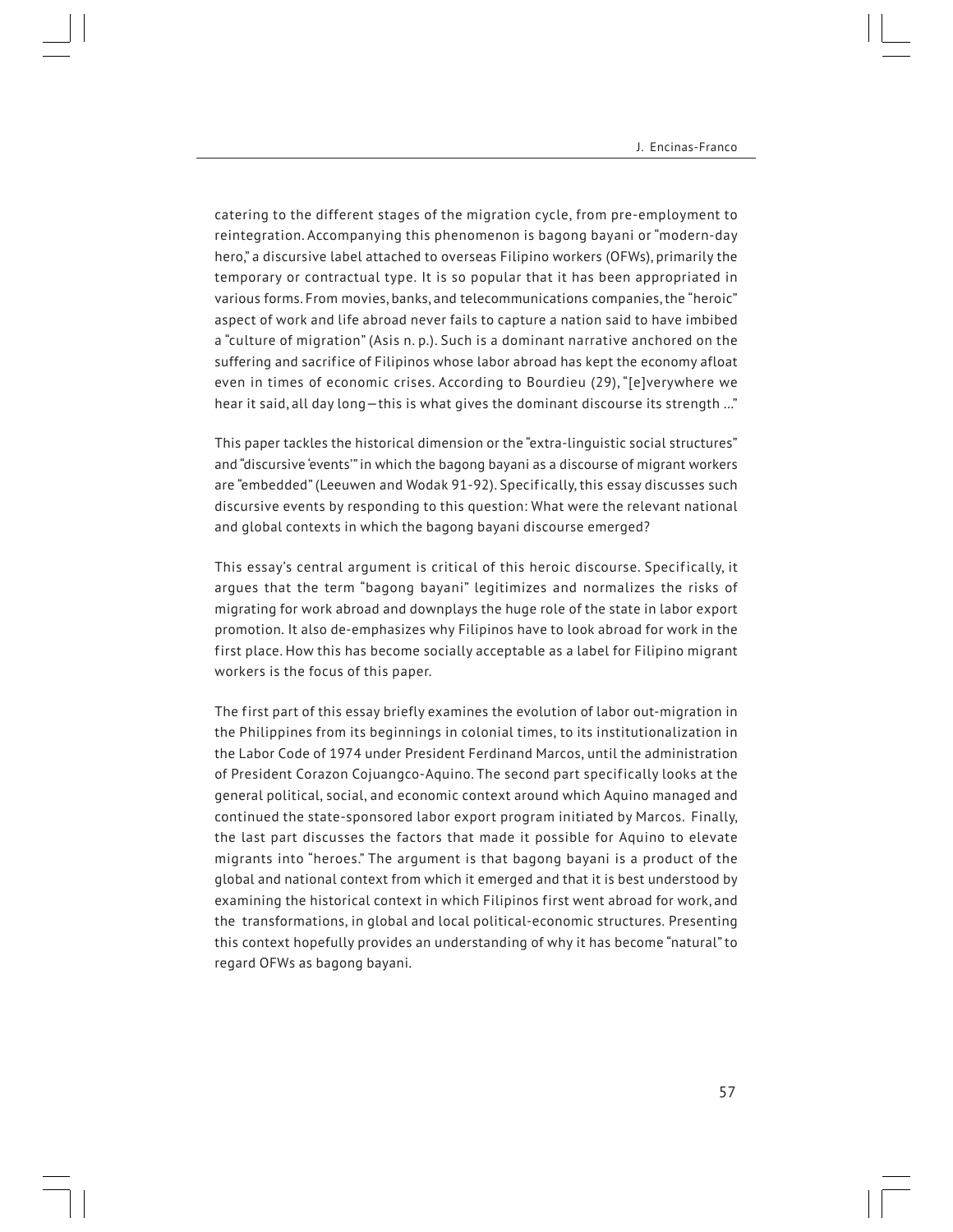catering to the different stages of the migration cycle, from pre-employment to reintegration. Accompanying this phenomenon is bagong bayani or "modern-day hero," a discursive label attached to overseas Filipino workers (OFWs), primarily the temporary or contractual type. It is so popular that it has been appropriated in various forms. From movies, banks, and telecommunications companies, the "heroic" aspect of work and life abroad never fails to capture a nation said to have imbibed a "culture of migration" (Asis n. p.). Such is a dominant narrative anchored on the suffering and sacrifice of Filipinos whose labor abroad has kept the economy afloat even in times of economic crises. According to Bourdieu (29), "[e]verywhere we hear it said, all day long—this is what gives the dominant discourse its strength …"

This paper tackles the historical dimension or the "extra-linguistic social structures" and "discursive 'events'" in which the bagong bayani as a discourse of migrant workers are "embedded" (Leeuwen and Wodak 91-92). Specifically, this essay discusses such discursive events by responding to this question: What were the relevant national and global contexts in which the bagong bayani discourse emerged?

This essay's central argument is critical of this heroic discourse. Specifically, it argues that the term "bagong bayani" legitimizes and normalizes the risks of migrating for work abroad and downplays the huge role of the state in labor export promotion. It also de-emphasizes why Filipinos have to look abroad for work in the first place. How this has become socially acceptable as a label for Filipino migrant workers is the focus of this paper.

The first part of this essay briefly examines the evolution of labor out-migration in the Philippines from its beginnings in colonial times, to its institutionalization in the Labor Code of 1974 under President Ferdinand Marcos, until the administration of President Corazon Cojuangco-Aquino. The second part specifically looks at the general political, social, and economic context around which Aquino managed and continued the state-sponsored labor export program initiated by Marcos. Finally, the last part discusses the factors that made it possible for Aquino to elevate migrants into "heroes." The argument is that bagong bayani is a product of the global and national context from which it emerged and that it is best understood by examining the historical context in which Filipinos first went abroad for work, and the transformations, in global and local political-economic structures. Presenting this context hopefully provides an understanding of why it has become "natural" to regard OFWs as bagong bayani.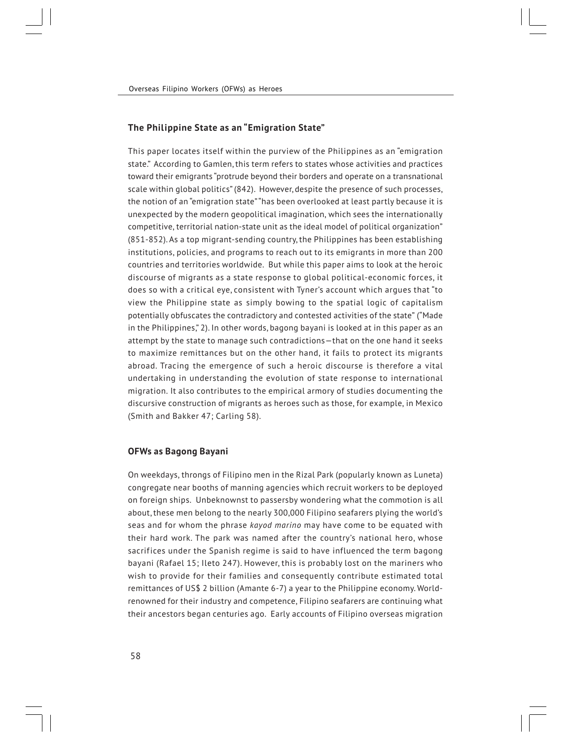## The Philippine State as an "Emigration State"

This paper locates itself within the purview of the Philippines as an "emigration state." According to Gamlen, this term refers to states whose activities and practices toward their emigrants "protrude beyond their borders and operate on a transnational scale within global politics" (842). However, despite the presence of such processes, the notion of an "emigration state" "has been overlooked at least partly because it is unexpected by the modern geopolitical imagination, which sees the internationally competitive, territorial nation-state unit as the ideal model of political organization" (851-852). As a top migrant-sending country, the Philippines has been establishing institutions, policies, and programs to reach out to its emigrants in more than 200 countries and territories worldwide. But while this paper aims to look at the heroic discourse of migrants as a state response to global political-economic forces, it does so with a critical eye, consistent with Tyner's account which argues that "to view the Philippine state as simply bowing to the spatial logic of capitalism potentially obfuscates the contradictory and contested activities of the state" ("Made in the Philippines," 2). In other words, bagong bayani is looked at in this paper as an attempt by the state to manage such contradictions—that on the one hand it seeks to maximize remittances but on the other hand, it fails to protect its migrants abroad. Tracing the emergence of such a heroic discourse is therefore a vital undertaking in understanding the evolution of state response to international migration. It also contributes to the empirical armory of studies documenting the discursive construction of migrants as heroes such as those, for example, in Mexico (Smith and Bakker 47; Carling 58).

## OFWs as Bagong Bayani

On weekdays, throngs of Filipino men in the Rizal Park (popularly known as Luneta) congregate near booths of manning agencies which recruit workers to be deployed on foreign ships. Unbeknownst to passersby wondering what the commotion is all about, these men belong to the nearly 300,000 Filipino seafarers plying the world's seas and for whom the phrase *kayod marino* may have come to be equated with their hard work. The park was named after the country's national hero, whose sacrifices under the Spanish regime is said to have influenced the term bagong bayani (Rafael 15; Ileto 247). However, this is probably lost on the mariners who wish to provide for their families and consequently contribute estimated total remittances of US$ 2 billion (Amante 6-7) a year to the Philippine economy. World-renowned for their industry and competence, Filipino seafarers are continuing what their ancestors began centuries ago. Early accounts of Filipino overseas migration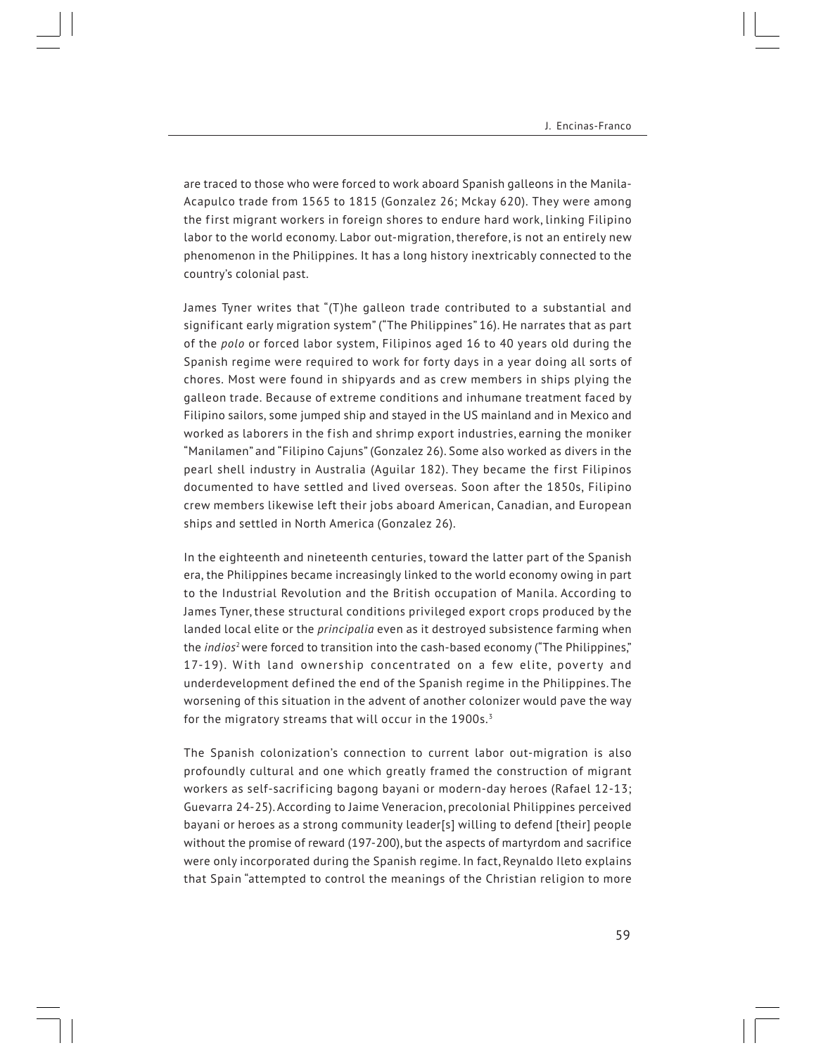are traced to those who were forced to work aboard Spanish galleons in the Manila-Acapulco trade from 1565 to 1815 (Gonzalez 26; Mckay 620). They were among the first migrant workers in foreign shores to endure hard work, linking Filipino labor to the world economy. Labor out-migration, therefore, is not an entirely new phenomenon in the Philippines. It has a long history inextricably connected to the country's colonial past.

James Tyner writes that "(T)he galleon trade contributed to a substantial and significant early migration system" ("The Philippines" 16). He narrates that as part of the *polo* or forced labor system, Filipinos aged 16 to 40 years old during the Spanish regime were required to work for forty days in a year doing all sorts of chores. Most were found in shipyards and as crew members in ships plying the galleon trade. Because of extreme conditions and inhumane treatment faced by Filipino sailors, some jumped ship and stayed in the US mainland and in Mexico and worked as laborers in the fish and shrimp export industries, earning the moniker "Manilamen" and "Filipino Cajuns" (Gonzalez 26). Some also worked as divers in the pearl shell industry in Australia (Aguilar 182). They became the first Filipinos documented to have settled and lived overseas. Soon after the 1850s, Filipino crew members likewise left their jobs aboard American, Canadian, and European ships and settled in North America (Gonzalez 26).

In the eighteenth and nineteenth centuries, toward the latter part of the Spanish era, the Philippines became increasingly linked to the world economy owing in part to the Industrial Revolution and the British occupation of Manila. According to James Tyner, these structural conditions privileged export crops produced by the landed local elite or the *principalia* even as it destroyed subsistence farming when the *indios*[2] were forced to transition into the cash-based economy ("The Philippines," 17-19). With land ownership concentrated on a few elite, poverty and underdevelopment defined the end of the Spanish regime in the Philippines. The worsening of this situation in the advent of another colonizer would pave the way for the migratory streams that will occur in the 1900s.[3]

The Spanish colonization's connection to current labor out-migration is also profoundly cultural and one which greatly framed the construction of migrant workers as self-sacrificing bagong bayani or modern-day heroes (Rafael 12-13; Guevarra 24-25). According to Jaime Veneracion, precolonial Philippines perceived bayani or heroes as a strong community leader[s] willing to defend [their] people without the promise of reward (197-200), but the aspects of martyrdom and sacrifice were only incorporated during the Spanish regime. In fact, Reynaldo Ileto explains that Spain "attempted to control the meanings of the Christian religion to more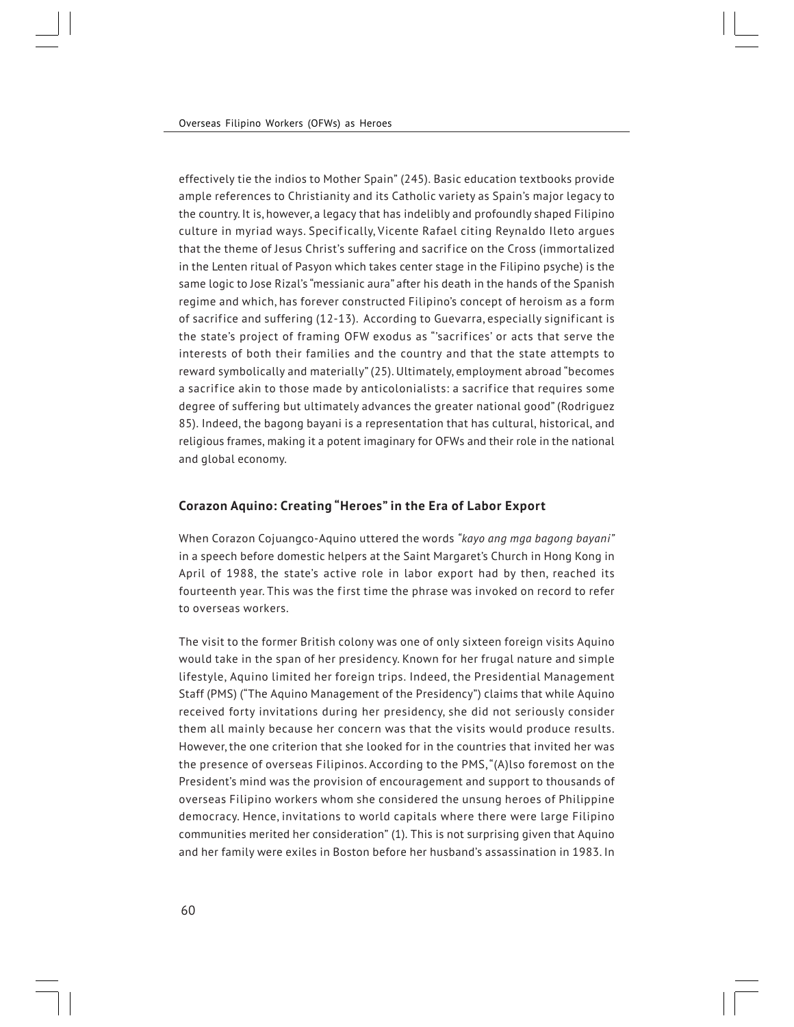effectively tie the indios to Mother Spain" (245). Basic education textbooks provide ample references to Christianity and its Catholic variety as Spain's major legacy to the country. It is, however, a legacy that has indelibly and profoundly shaped Filipino culture in myriad ways. Specifically, Vicente Rafael citing Reynaldo Ileto argues that the theme of Jesus Christ's suffering and sacrifice on the Cross (immortalized in the Lenten ritual of Pasyon which takes center stage in the Filipino psyche) is the same logic to Jose Rizal's "messianic aura" after his death in the hands of the Spanish regime and which, has forever constructed Filipino's concept of heroism as a form of sacrifice and suffering (12-13). According to Guevarra, especially significant is the state's project of framing OFW exodus as "'sacrifices' or acts that serve the interests of both their families and the country and that the state attempts to reward symbolically and materially" (25). Ultimately, employment abroad "becomes a sacrifice akin to those made by anticolonialists: a sacrifice that requires some degree of suffering but ultimately advances the greater national good" (Rodriguez 85). Indeed, the bagong bayani is a representation that has cultural, historical, and religious frames, making it a potent imaginary for OFWs and their role in the national and global economy.

## Corazon Aquino: Creating "Heroes" in the Era of Labor Export

When Corazon Cojuangco-Aquino uttered the words *"kayo ang mga bagong bayani"* in a speech before domestic helpers at the Saint Margaret's Church in Hong Kong in April of 1988, the state's active role in labor export had by then, reached its fourteenth year. This was the first time the phrase was invoked on record to refer to overseas workers.

The visit to the former British colony was one of only sixteen foreign visits Aquino would take in the span of her presidency. Known for her frugal nature and simple lifestyle, Aquino limited her foreign trips. Indeed, the Presidential Management Staff (PMS) ("The Aquino Management of the Presidency") claims that while Aquino received forty invitations during her presidency, she did not seriously consider them all mainly because her concern was that the visits would produce results. However, the one criterion that she looked for in the countries that invited her was the presence of overseas Filipinos. According to the PMS, "(A)lso foremost on the President's mind was the provision of encouragement and support to thousands of overseas Filipino workers whom she considered the unsung heroes of Philippine democracy. Hence, invitations to world capitals where there were large Filipino communities merited her consideration" (1). This is not surprising given that Aquino and her family were exiles in Boston before her husband's assassination in 1983. In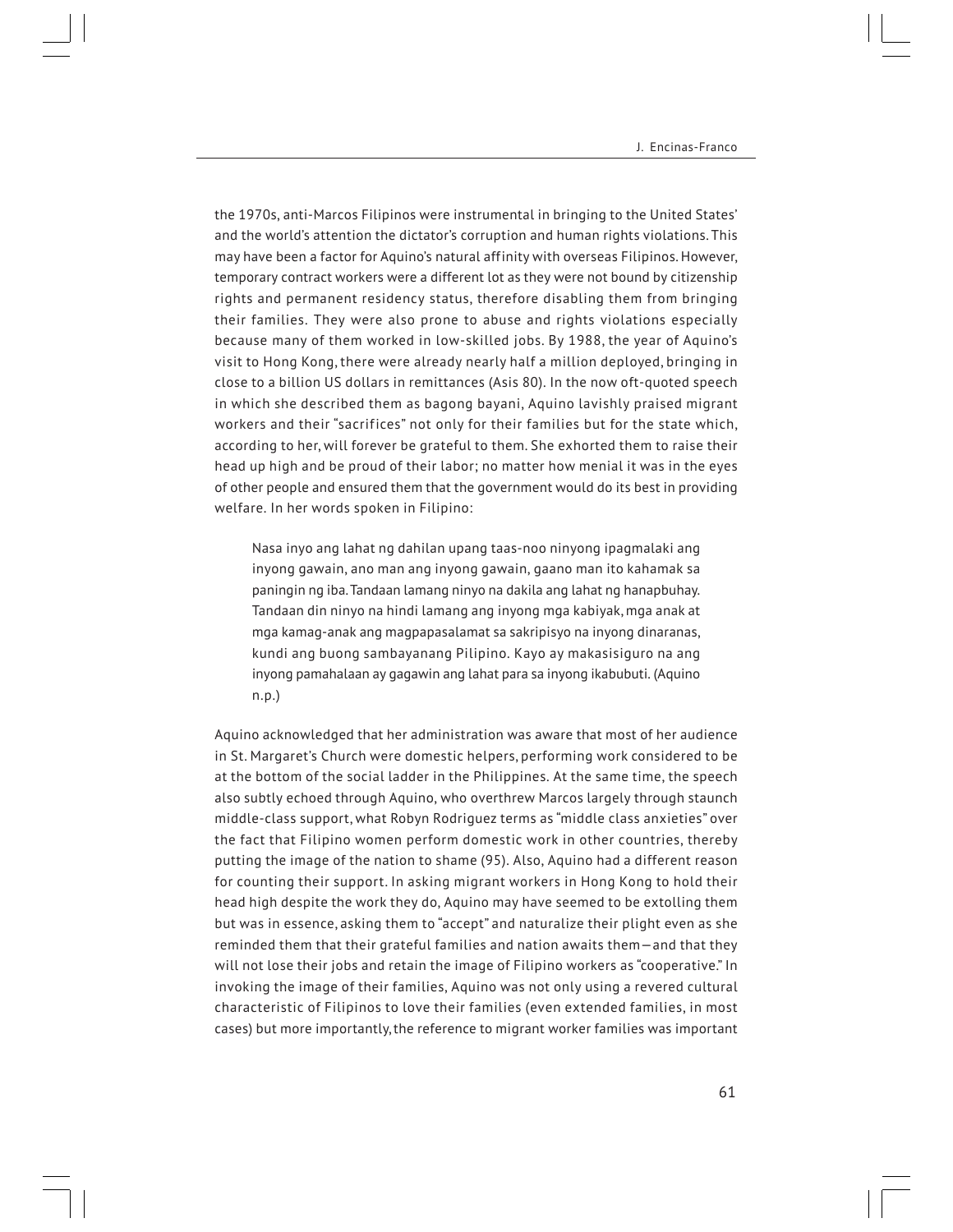the 1970s, anti-Marcos Filipinos were instrumental in bringing to the United States' and the world's attention the dictator's corruption and human rights violations. This may have been a factor for Aquino's natural affinity with overseas Filipinos. However, temporary contract workers were a different lot as they were not bound by citizenship rights and permanent residency status, therefore disabling them from bringing their families. They were also prone to abuse and rights violations especially because many of them worked in low-skilled jobs. By 1988, the year of Aquino's visit to Hong Kong, there were already nearly half a million deployed, bringing in close to a billion US dollars in remittances (Asis 80). In the now oft-quoted speech in which she described them as bagong bayani, Aquino lavishly praised migrant workers and their "sacrifices" not only for their families but for the state which, according to her, will forever be grateful to them. She exhorted them to raise their head up high and be proud of their labor; no matter how menial it was in the eyes of other people and ensured them that the government would do its best in providing welfare. In her words spoken in Filipino:

> Nasa inyo ang lahat ng dahilan upang taas-noo ninyong ipagmalaki ang inyong gawain, ano man ang inyong gawain, gaano man ito kahamak sa paningin ng iba. Tandaan lamang ninyo na dakila ang lahat ng hanapbuhay. Tandaan din ninyo na hindi lamang ang inyong mga kabiyak, mga anak at mga kamag-anak ang magpapasalamat sa sakripisyo na inyong dinaranas, kundi ang buong sambayanang Pilipino. Kayo ay makasisiguro na ang inyong pamahalaan ay gagawin ang lahat para sa inyong ikabubuti. (Aquino n.p.)

Aquino acknowledged that her administration was aware that most of her audience in St. Margaret's Church were domestic helpers, performing work considered to be at the bottom of the social ladder in the Philippines. At the same time, the speech also subtly echoed through Aquino, who overthrew Marcos largely through staunch middle-class support, what Robyn Rodriguez terms as "middle class anxieties" over the fact that Filipino women perform domestic work in other countries, thereby putting the image of the nation to shame (95). Also, Aquino had a different reason for counting their support. In asking migrant workers in Hong Kong to hold their head high despite the work they do, Aquino may have seemed to be extolling them but was in essence, asking them to "accept" and naturalize their plight even as she reminded them that their grateful families and nation awaits them—and that they will not lose their jobs and retain the image of Filipino workers as "cooperative." In invoking the image of their families, Aquino was not only using a revered cultural characteristic of Filipinos to love their families (even extended families, in most cases) but more importantly, the reference to migrant worker families was important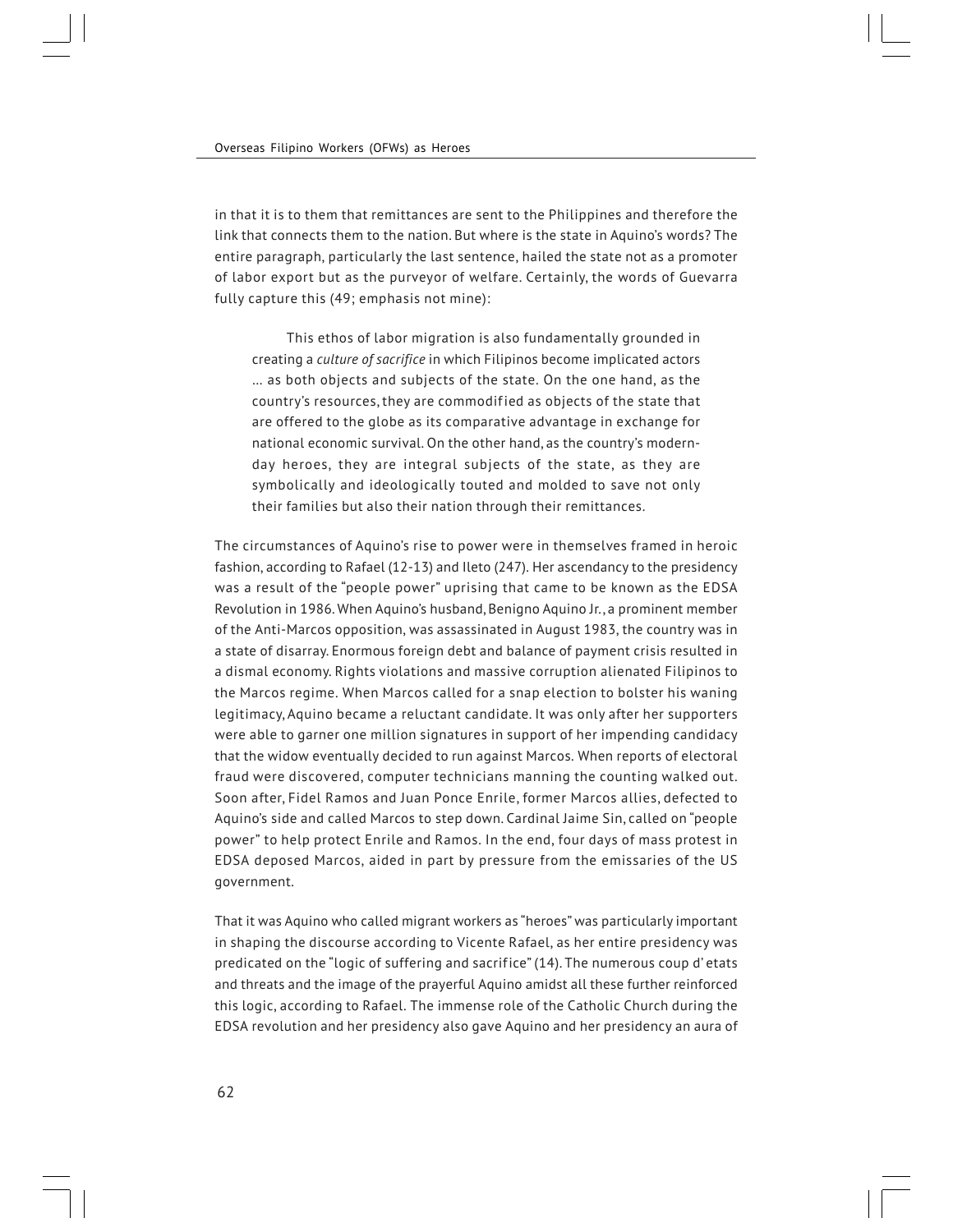in that it is to them that remittances are sent to the Philippines and therefore the link that connects them to the nation. But where is the state in Aquino's words? The entire paragraph, particularly the last sentence, hailed the state not as a promoter of labor export but as the purveyor of welfare. Certainly, the words of Guevarra fully capture this (49; emphasis not mine):

> This ethos of labor migration is also fundamentally grounded in creating a *culture of sacrifice* in which Filipinos become implicated actors … as both objects and subjects of the state. On the one hand, as the country's resources, they are commodified as objects of the state that are offered to the globe as its comparative advantage in exchange for national economic survival. On the other hand, as the country's modern-day heroes, they are integral subjects of the state, as they are symbolically and ideologically touted and molded to save not only their families but also their nation through their remittances.

The circumstances of Aquino's rise to power were in themselves framed in heroic fashion, according to Rafael (12-13) and Ileto (247). Her ascendancy to the presidency was a result of the "people power" uprising that came to be known as the EDSA Revolution in 1986. When Aquino's husband, Benigno Aquino Jr., a prominent member of the Anti-Marcos opposition, was assassinated in August 1983, the country was in a state of disarray. Enormous foreign debt and balance of payment crisis resulted in a dismal economy. Rights violations and massive corruption alienated Filipinos to the Marcos regime. When Marcos called for a snap election to bolster his waning legitimacy, Aquino became a reluctant candidate. It was only after her supporters were able to garner one million signatures in support of her impending candidacy that the widow eventually decided to run against Marcos. When reports of electoral fraud were discovered, computer technicians manning the counting walked out. Soon after, Fidel Ramos and Juan Ponce Enrile, former Marcos allies, defected to Aquino's side and called Marcos to step down. Cardinal Jaime Sin, called on "people power" to help protect Enrile and Ramos. In the end, four days of mass protest in EDSA deposed Marcos, aided in part by pressure from the emissaries of the US government.

That it was Aquino who called migrant workers as "heroes" was particularly important in shaping the discourse according to Vicente Rafael, as her entire presidency was predicated on the "logic of suffering and sacrifice" (14). The numerous coup d' etats and threats and the image of the prayerful Aquino amidst all these further reinforced this logic, according to Rafael. The immense role of the Catholic Church during the EDSA revolution and her presidency also gave Aquino and her presidency an aura of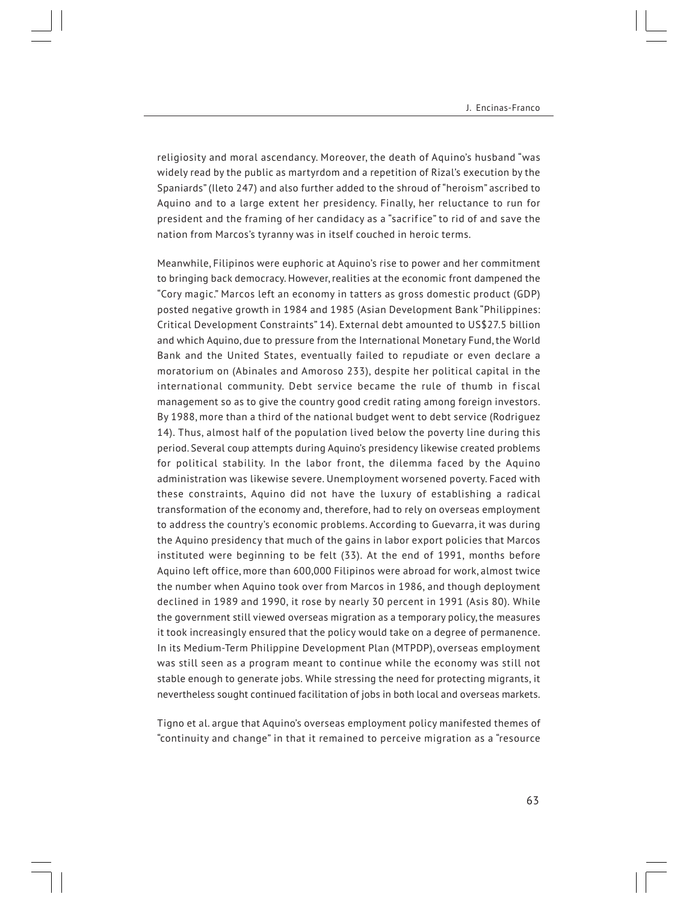religiosity and moral ascendancy. Moreover, the death of Aquino's husband "was widely read by the public as martyrdom and a repetition of Rizal's execution by the Spaniards" (Ileto 247) and also further added to the shroud of "heroism" ascribed to Aquino and to a large extent her presidency. Finally, her reluctance to run for president and the framing of her candidacy as a "sacrifice" to rid of and save the nation from Marcos's tyranny was in itself couched in heroic terms.

Meanwhile, Filipinos were euphoric at Aquino's rise to power and her commitment to bringing back democracy. However, realities at the economic front dampened the "Cory magic." Marcos left an economy in tatters as gross domestic product (GDP) posted negative growth in 1984 and 1985 (Asian Development Bank "Philippines: Critical Development Constraints" 14). External debt amounted to US$27.5 billion and which Aquino, due to pressure from the International Monetary Fund, the World Bank and the United States, eventually failed to repudiate or even declare a moratorium on (Abinales and Amoroso 233), despite her political capital in the international community. Debt service became the rule of thumb in fiscal management so as to give the country good credit rating among foreign investors. By 1988, more than a third of the national budget went to debt service (Rodriguez 14). Thus, almost half of the population lived below the poverty line during this period. Several coup attempts during Aquino's presidency likewise created problems for political stability. In the labor front, the dilemma faced by the Aquino administration was likewise severe. Unemployment worsened poverty. Faced with these constraints, Aquino did not have the luxury of establishing a radical transformation of the economy and, therefore, had to rely on overseas employment to address the country's economic problems. According to Guevarra, it was during the Aquino presidency that much of the gains in labor export policies that Marcos instituted were beginning to be felt (33). At the end of 1991, months before Aquino left office, more than 600,000 Filipinos were abroad for work, almost twice the number when Aquino took over from Marcos in 1986, and though deployment declined in 1989 and 1990, it rose by nearly 30 percent in 1991 (Asis 80). While the government still viewed overseas migration as a temporary policy, the measures it took increasingly ensured that the policy would take on a degree of permanence. In its Medium-Term Philippine Development Plan (MTPDP), overseas employment was still seen as a program meant to continue while the economy was still not stable enough to generate jobs. While stressing the need for protecting migrants, it nevertheless sought continued facilitation of jobs in both local and overseas markets.

Tigno et al. argue that Aquino's overseas employment policy manifested themes of "continuity and change" in that it remained to perceive migration as a "resource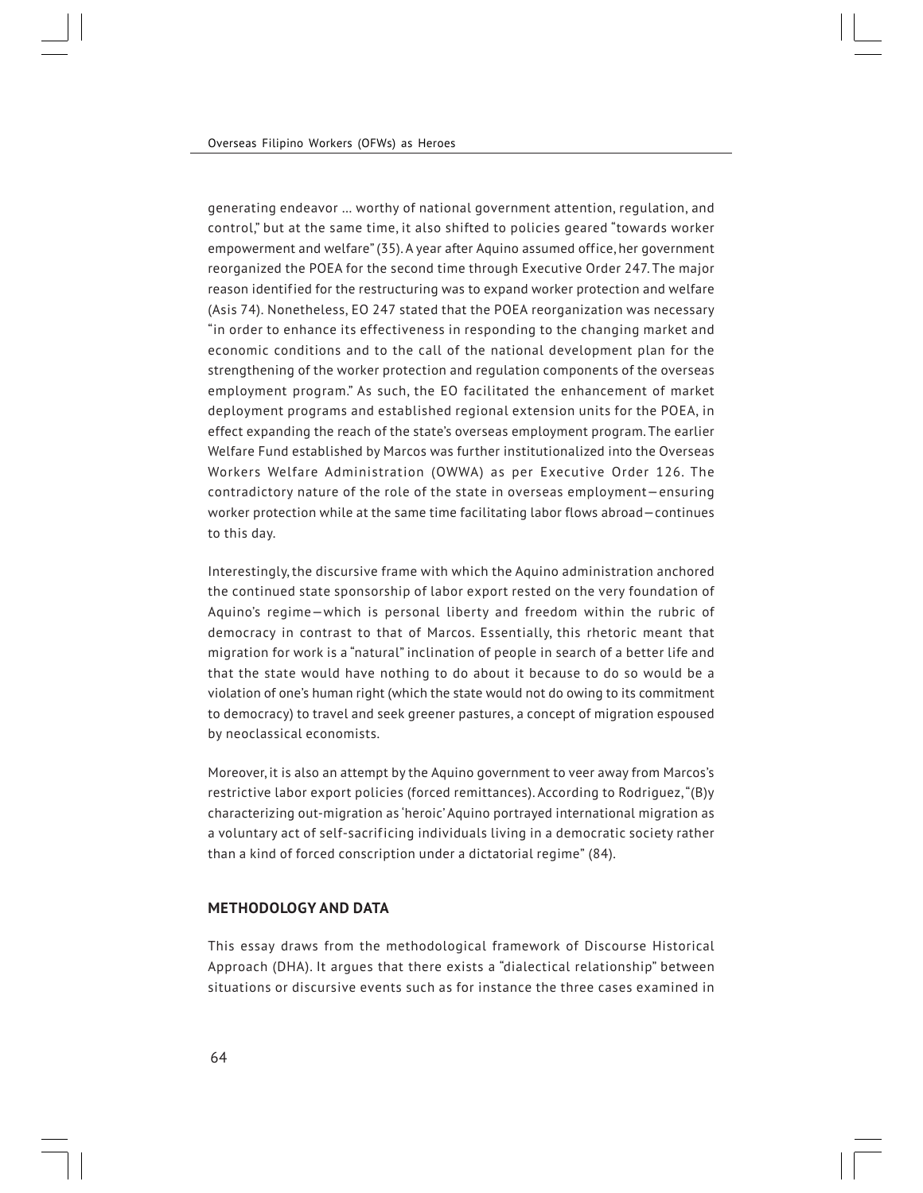generating endeavor ... worthy of national government attention, regulation, and control," but at the same time, it also shifted to policies geared "towards worker empowerment and welfare" (35). A year after Aquino assumed office, her government reorganized the POEA for the second time through Executive Order 247. The major reason identified for the restructuring was to expand worker protection and welfare (Asis 74). Nonetheless, EO 247 stated that the POEA reorganization was necessary "in order to enhance its effectiveness in responding to the changing market and economic conditions and to the call of the national development plan for the strengthening of the worker protection and regulation components of the overseas employment program." As such, the EO facilitated the enhancement of market deployment programs and established regional extension units for the POEA, in effect expanding the reach of the state's overseas employment program. The earlier Welfare Fund established by Marcos was further institutionalized into the Overseas Workers Welfare Administration (OWWA) as per Executive Order 126. The contradictory nature of the role of the state in overseas employment—ensuring worker protection while at the same time facilitating labor flows abroad—continues to this day.

Interestingly, the discursive frame with which the Aquino administration anchored the continued state sponsorship of labor export rested on the very foundation of Aquino's regime—which is personal liberty and freedom within the rubric of democracy in contrast to that of Marcos. Essentially, this rhetoric meant that migration for work is a "natural" inclination of people in search of a better life and that the state would have nothing to do about it because to do so would be a violation of one's human right (which the state would not do owing to its commitment to democracy) to travel and seek greener pastures, a concept of migration espoused by neoclassical economists.

Moreover, it is also an attempt by the Aquino government to veer away from Marcos's restrictive labor export policies (forced remittances). According to Rodriguez, "(B)y characterizing out-migration as 'heroic' Aquino portrayed international migration as a voluntary act of self-sacrificing individuals living in a democratic society rather than a kind of forced conscription under a dictatorial regime" (84).

## METHODOLOGY AND DATA

This essay draws from the methodological framework of Discourse Historical Approach (DHA). It argues that there exists a "dialectical relationship" between situations or discursive events such as for instance the three cases examined in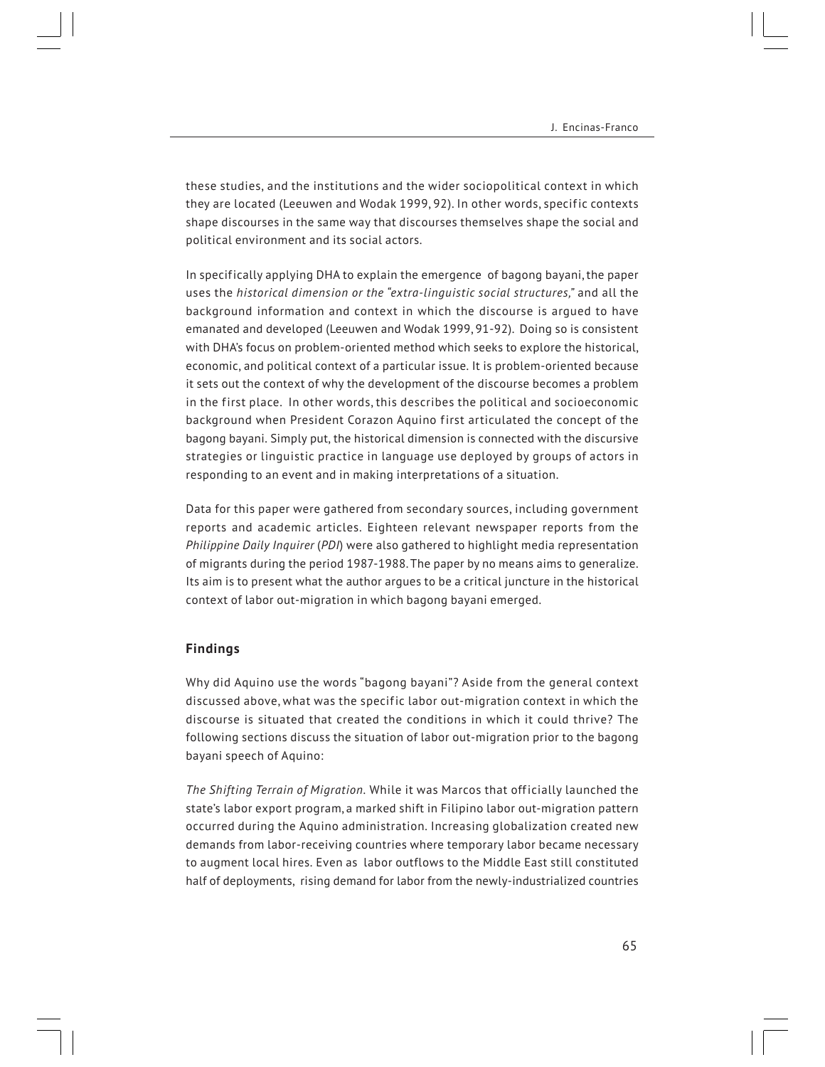these studies, and the institutions and the wider sociopolitical context in which they are located (Leeuwen and Wodak 1999, 92). In other words, specific contexts shape discourses in the same way that discourses themselves shape the social and political environment and its social actors.

In specifically applying DHA to explain the emergence of bagong bayani, the paper uses the *historical dimension or the "extra-linguistic social structures,"* and all the background information and context in which the discourse is argued to have emanated and developed (Leeuwen and Wodak 1999, 91-92). Doing so is consistent with DHA's focus on problem-oriented method which seeks to explore the historical, economic, and political context of a particular issue. It is problem-oriented because it sets out the context of why the development of the discourse becomes a problem in the first place. In other words, this describes the political and socioeconomic background when President Corazon Aquino first articulated the concept of the bagong bayani. Simply put, the historical dimension is connected with the discursive strategies or linguistic practice in language use deployed by groups of actors in responding to an event and in making interpretations of a situation.

Data for this paper were gathered from secondary sources, including government reports and academic articles. Eighteen relevant newspaper reports from the *Philippine Daily Inquirer* (*PDI*) were also gathered to highlight media representation of migrants during the period 1987-1988. The paper by no means aims to generalize. Its aim is to present what the author argues to be a critical juncture in the historical context of labor out-migration in which bagong bayani emerged.

## Findings

Why did Aquino use the words "bagong bayani"? Aside from the general context discussed above, what was the specific labor out-migration context in which the discourse is situated that created the conditions in which it could thrive? The following sections discuss the situation of labor out-migration prior to the bagong bayani speech of Aquino:

*The Shifting Terrain of Migration*. While it was Marcos that officially launched the state's labor export program, a marked shift in Filipino labor out-migration pattern occurred during the Aquino administration. Increasing globalization created new demands from labor-receiving countries where temporary labor became necessary to augment local hires. Even as labor outflows to the Middle East still constituted half of deployments, rising demand for labor from the newly-industrialized countries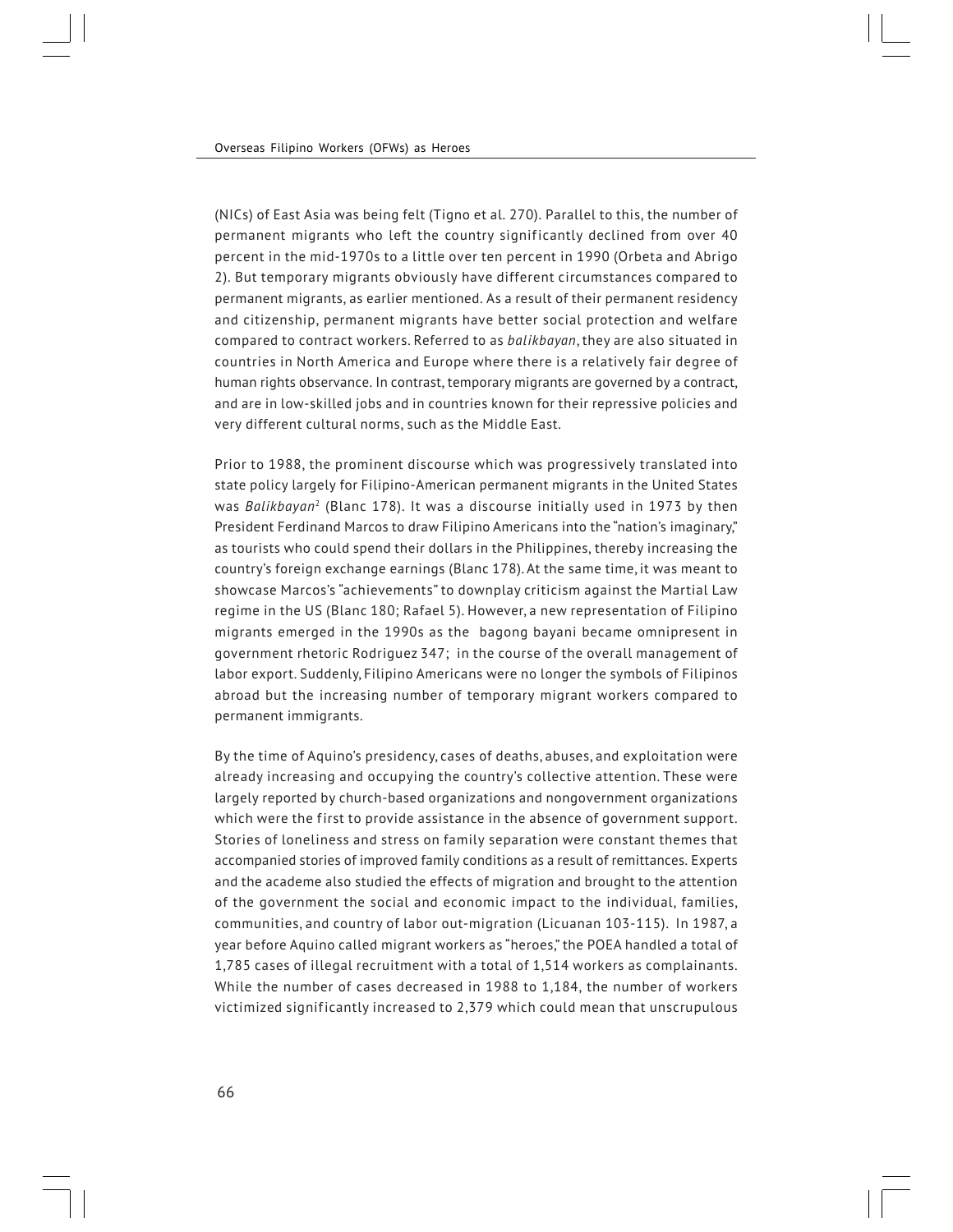(NICs) of East Asia was being felt (Tigno et al. 270). Parallel to this, the number of permanent migrants who left the country significantly declined from over 40 percent in the mid-1970s to a little over ten percent in 1990 (Orbeta and Abrigo 2). But temporary migrants obviously have different circumstances compared to permanent migrants, as earlier mentioned. As a result of their permanent residency and citizenship, permanent migrants have better social protection and welfare compared to contract workers. Referred to as *balikbayan*, they are also situated in countries in North America and Europe where there is a relatively fair degree of human rights observance. In contrast, temporary migrants are governed by a contract, and are in low-skilled jobs and in countries known for their repressive policies and very different cultural norms, such as the Middle East.

Prior to 1988, the prominent discourse which was progressively translated into state policy largely for Filipino-American permanent migrants in the United States was *Balikbayan*[2] (Blanc 178). It was a discourse initially used in 1973 by then President Ferdinand Marcos to draw Filipino Americans into the "nation's imaginary," as tourists who could spend their dollars in the Philippines, thereby increasing the country's foreign exchange earnings (Blanc 178). At the same time, it was meant to showcase Marcos's "achievements" to downplay criticism against the Martial Law regime in the US (Blanc 180; Rafael 5). However, a new representation of Filipino migrants emerged in the 1990s as the bagong bayani became omnipresent in government rhetoric Rodriguez 347; in the course of the overall management of labor export. Suddenly, Filipino Americans were no longer the symbols of Filipinos abroad but the increasing number of temporary migrant workers compared to permanent immigrants.

By the time of Aquino's presidency, cases of deaths, abuses, and exploitation were already increasing and occupying the country's collective attention. These were largely reported by church-based organizations and nongovernment organizations which were the first to provide assistance in the absence of government support. Stories of loneliness and stress on family separation were constant themes that accompanied stories of improved family conditions as a result of remittances. Experts and the academe also studied the effects of migration and brought to the attention of the government the social and economic impact to the individual, families, communities, and country of labor out-migration (Licuanan 103-115). In 1987, a year before Aquino called migrant workers as "heroes," the POEA handled a total of 1,785 cases of illegal recruitment with a total of 1,514 workers as complainants. While the number of cases decreased in 1988 to 1,184, the number of workers victimized significantly increased to 2,379 which could mean that unscrupulous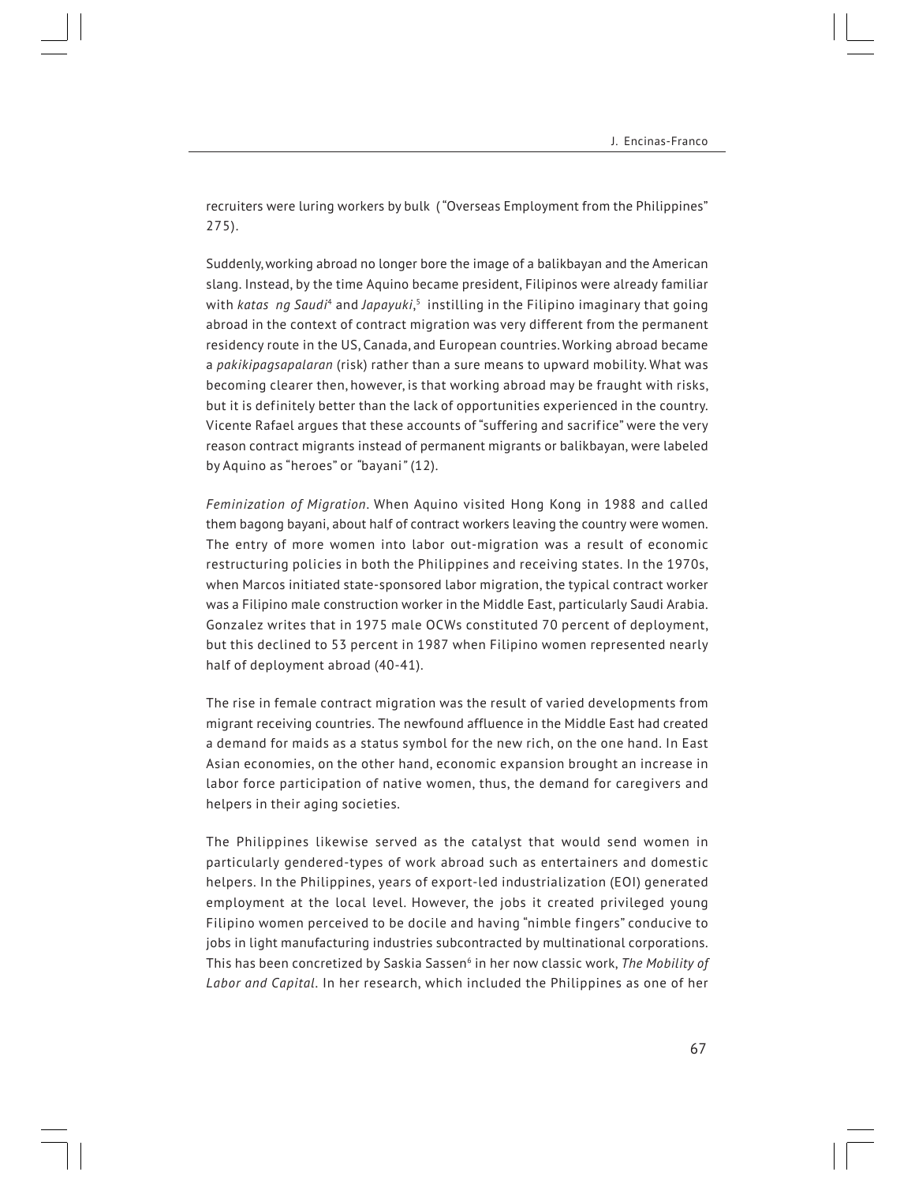recruiters were luring workers by bulk ("Overseas Employment from the Philippines" 275).

Suddenly, working abroad no longer bore the image of a balikbayan and the American slang. Instead, by the time Aquino became president, Filipinos were already familiar with *katas ng Saudi*[4] and *Japayuki*,[5] instilling in the Filipino imaginary that going abroad in the context of contract migration was very different from the permanent residency route in the US, Canada, and European countries. Working abroad became a *pakikipagsapalaran* (risk) rather than a sure means to upward mobility. What was becoming clearer then, however, is that working abroad may be fraught with risks, but it is definitely better than the lack of opportunities experienced in the country. Vicente Rafael argues that these accounts of "suffering and sacrifice" were the very reason contract migrants instead of permanent migrants or balikbayan, were labeled by Aquino as "heroes" or *"bayani"* (12).

*Feminization of Migration*. When Aquino visited Hong Kong in 1988 and called them bagong bayani, about half of contract workers leaving the country were women. The entry of more women into labor out-migration was a result of economic restructuring policies in both the Philippines and receiving states. In the 1970s, when Marcos initiated state-sponsored labor migration, the typical contract worker was a Filipino male construction worker in the Middle East, particularly Saudi Arabia. Gonzalez writes that in 1975 male OCWs constituted 70 percent of deployment, but this declined to 53 percent in 1987 when Filipino women represented nearly half of deployment abroad (40-41).

The rise in female contract migration was the result of varied developments from migrant receiving countries. The newfound affluence in the Middle East had created a demand for maids as a status symbol for the new rich, on the one hand. In East Asian economies, on the other hand, economic expansion brought an increase in labor force participation of native women, thus, the demand for caregivers and helpers in their aging societies.

The Philippines likewise served as the catalyst that would send women in particularly gendered-types of work abroad such as entertainers and domestic helpers. In the Philippines, years of export-led industrialization (EOI) generated employment at the local level. However, the jobs it created privileged young Filipino women perceived to be docile and having "nimble fingers" conducive to jobs in light manufacturing industries subcontracted by multinational corporations. This has been concretized by Saskia Sassen[6] in her now classic work, *The Mobility of Labor and Capital*. In her research, which included the Philippines as one of her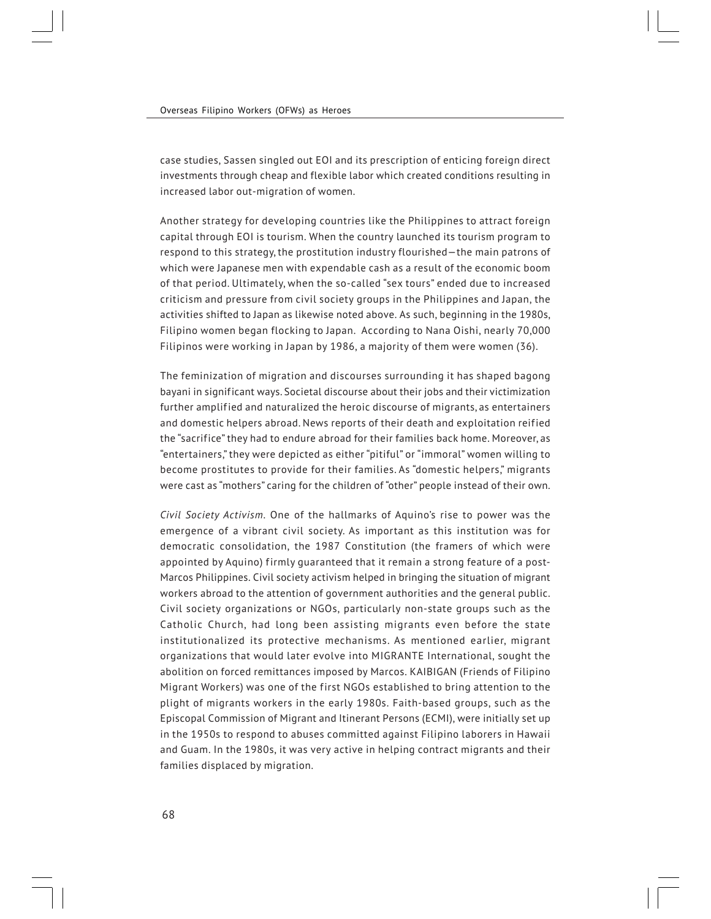case studies, Sassen singled out EOI and its prescription of enticing foreign direct investments through cheap and flexible labor which created conditions resulting in increased labor out-migration of women.

Another strategy for developing countries like the Philippines to attract foreign capital through EOI is tourism. When the country launched its tourism program to respond to this strategy, the prostitution industry flourished—the main patrons of which were Japanese men with expendable cash as a result of the economic boom of that period. Ultimately, when the so-called "sex tours" ended due to increased criticism and pressure from civil society groups in the Philippines and Japan, the activities shifted to Japan as likewise noted above. As such, beginning in the 1980s, Filipino women began flocking to Japan. According to Nana Oishi, nearly 70,000 Filipinos were working in Japan by 1986, a majority of them were women (36).

The feminization of migration and discourses surrounding it has shaped bagong bayani in significant ways. Societal discourse about their jobs and their victimization further amplified and naturalized the heroic discourse of migrants, as entertainers and domestic helpers abroad. News reports of their death and exploitation reified the "sacrifice" they had to endure abroad for their families back home. Moreover, as "entertainers," they were depicted as either "pitiful" or "immoral" women willing to become prostitutes to provide for their families. As "domestic helpers," migrants were cast as "mothers" caring for the children of "other" people instead of their own.

*Civil Society Activism.* One of the hallmarks of Aquino's rise to power was the emergence of a vibrant civil society. As important as this institution was for democratic consolidation, the 1987 Constitution (the framers of which were appointed by Aquino) firmly guaranteed that it remain a strong feature of a post-Marcos Philippines. Civil society activism helped in bringing the situation of migrant workers abroad to the attention of government authorities and the general public. Civil society organizations or NGOs, particularly non-state groups such as the Catholic Church, had long been assisting migrants even before the state institutionalized its protective mechanisms. As mentioned earlier, migrant organizations that would later evolve into MIGRANTE International, sought the abolition on forced remittances imposed by Marcos. KAIBIGAN (Friends of Filipino Migrant Workers) was one of the first NGOs established to bring attention to the plight of migrants workers in the early 1980s. Faith-based groups, such as the Episcopal Commission of Migrant and Itinerant Persons (ECMI), were initially set up in the 1950s to respond to abuses committed against Filipino laborers in Hawaii and Guam. In the 1980s, it was very active in helping contract migrants and their families displaced by migration.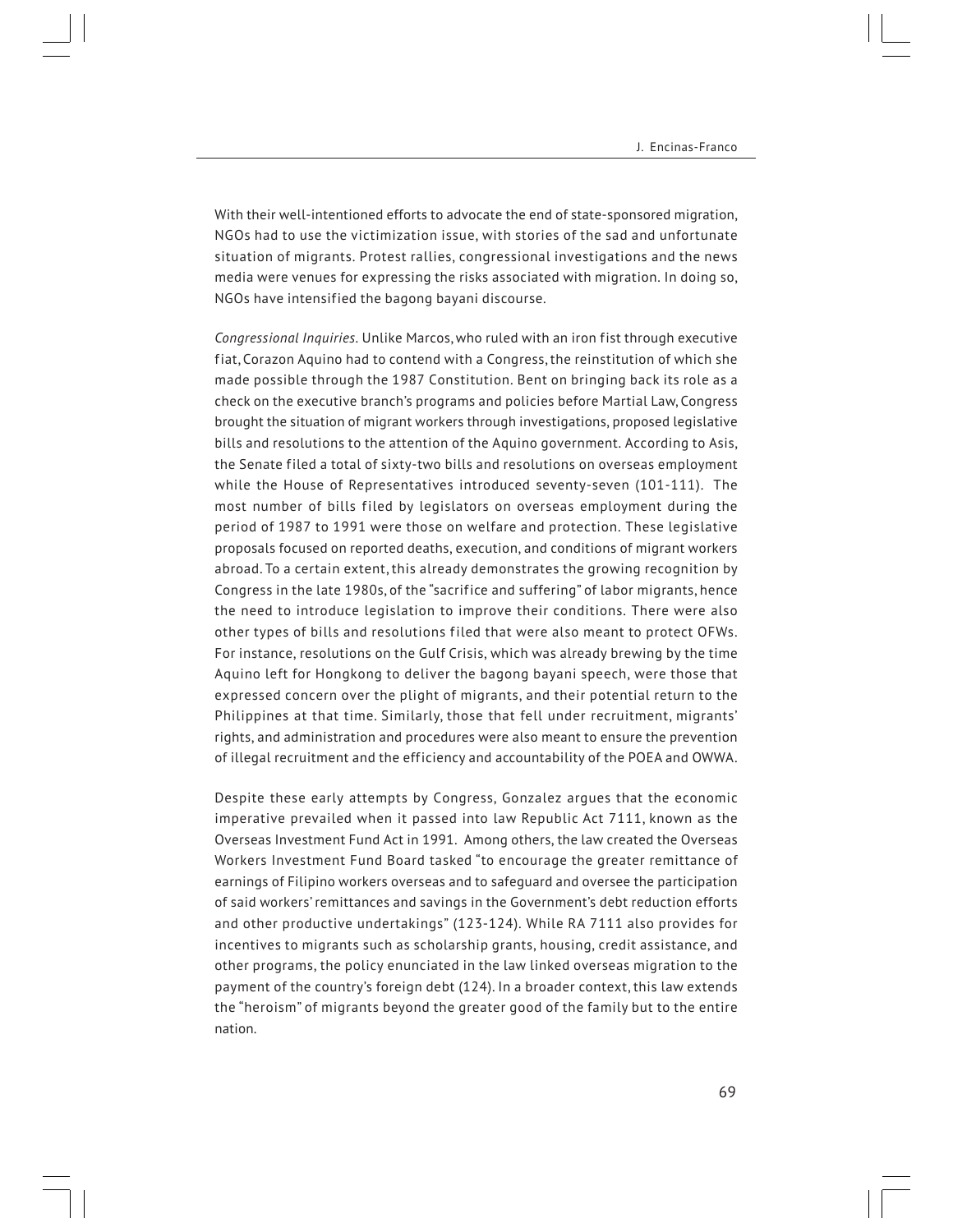With their well-intentioned efforts to advocate the end of state-sponsored migration, NGOs had to use the victimization issue, with stories of the sad and unfortunate situation of migrants. Protest rallies, congressional investigations and the news media were venues for expressing the risks associated with migration. In doing so, NGOs have intensified the bagong bayani discourse.

*Congressional Inquiries.* Unlike Marcos, who ruled with an iron fist through executive fiat, Corazon Aquino had to contend with a Congress, the reinstitution of which she made possible through the 1987 Constitution. Bent on bringing back its role as a check on the executive branch's programs and policies before Martial Law, Congress brought the situation of migrant workers through investigations, proposed legislative bills and resolutions to the attention of the Aquino government. According to Asis, the Senate filed a total of sixty-two bills and resolutions on overseas employment while the House of Representatives introduced seventy-seven (101-111). The most number of bills filed by legislators on overseas employment during the period of 1987 to 1991 were those on welfare and protection. These legislative proposals focused on reported deaths, execution, and conditions of migrant workers abroad. To a certain extent, this already demonstrates the growing recognition by Congress in the late 1980s, of the "sacrifice and suffering" of labor migrants, hence the need to introduce legislation to improve their conditions. There were also other types of bills and resolutions filed that were also meant to protect OFWs. For instance, resolutions on the Gulf Crisis, which was already brewing by the time Aquino left for Hongkong to deliver the bagong bayani speech, were those that expressed concern over the plight of migrants, and their potential return to the Philippines at that time. Similarly, those that fell under recruitment, migrants' rights, and administration and procedures were also meant to ensure the prevention of illegal recruitment and the efficiency and accountability of the POEA and OWWA.

Despite these early attempts by Congress, Gonzalez argues that the economic imperative prevailed when it passed into law Republic Act 7111, known as the Overseas Investment Fund Act in 1991. Among others, the law created the Overseas Workers Investment Fund Board tasked "to encourage the greater remittance of earnings of Filipino workers overseas and to safeguard and oversee the participation of said workers' remittances and savings in the Government's debt reduction efforts and other productive undertakings" (123-124). While RA 7111 also provides for incentives to migrants such as scholarship grants, housing, credit assistance, and other programs, the policy enunciated in the law linked overseas migration to the payment of the country's foreign debt (124). In a broader context, this law extends the "heroism" of migrants beyond the greater good of the family but to the entire nation.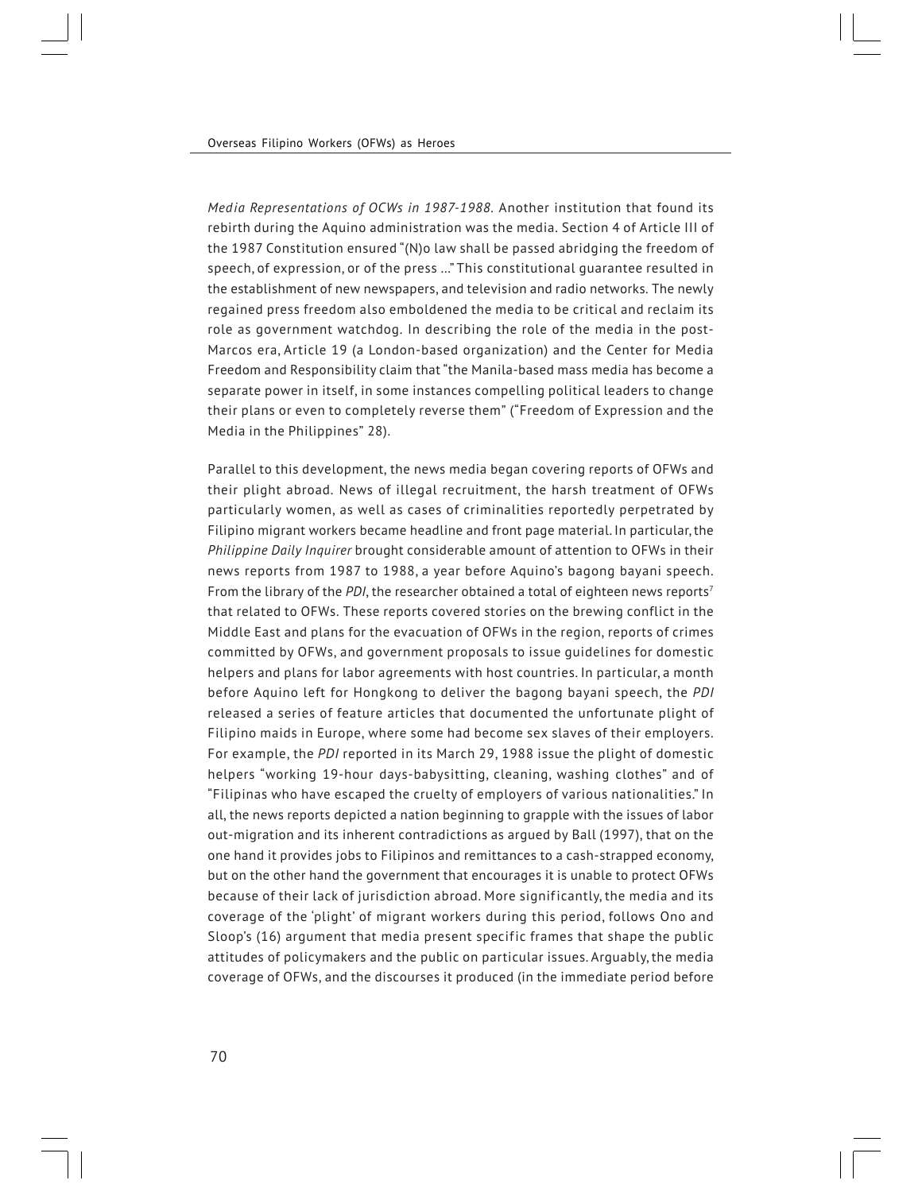*Media Representations of OCWs in 1987-1988.* Another institution that found its rebirth during the Aquino administration was the media. Section 4 of Article III of the 1987 Constitution ensured "(N)o law shall be passed abridging the freedom of speech, of expression, or of the press ..." This constitutional guarantee resulted in the establishment of new newspapers, and television and radio networks. The newly regained press freedom also emboldened the media to be critical and reclaim its role as government watchdog. In describing the role of the media in the post-Marcos era, Article 19 (a London-based organization) and the Center for Media Freedom and Responsibility claim that "the Manila-based mass media has become a separate power in itself, in some instances compelling political leaders to change their plans or even to completely reverse them" ("Freedom of Expression and the Media in the Philippines" 28).

Parallel to this development, the news media began covering reports of OFWs and their plight abroad. News of illegal recruitment, the harsh treatment of OFWs particularly women, as well as cases of criminalities reportedly perpetrated by Filipino migrant workers became headline and front page material. In particular, the *Philippine Daily Inquirer* brought considerable amount of attention to OFWs in their news reports from 1987 to 1988, a year before Aquino's bagong bayani speech. From the library of the *PDI*, the researcher obtained a total of eighteen news reports[7] that related to OFWs. These reports covered stories on the brewing conflict in the Middle East and plans for the evacuation of OFWs in the region, reports of crimes committed by OFWs, and government proposals to issue guidelines for domestic helpers and plans for labor agreements with host countries. In particular, a month before Aquino left for Hongkong to deliver the bagong bayani speech, the *PDI* released a series of feature articles that documented the unfortunate plight of Filipino maids in Europe, where some had become sex slaves of their employers. For example, the *PDI* reported in its March 29, 1988 issue the plight of domestic helpers "working 19-hour days-babysitting, cleaning, washing clothes" and of "Filipinas who have escaped the cruelty of employers of various nationalities." In all, the news reports depicted a nation beginning to grapple with the issues of labor out-migration and its inherent contradictions as argued by Ball (1997), that on the one hand it provides jobs to Filipinos and remittances to a cash-strapped economy, but on the other hand the government that encourages it is unable to protect OFWs because of their lack of jurisdiction abroad. More significantly, the media and its coverage of the 'plight' of migrant workers during this period, follows Ono and Sloop's (16) argument that media present specific frames that shape the public attitudes of policymakers and the public on particular issues. Arguably, the media coverage of OFWs, and the discourses it produced (in the immediate period before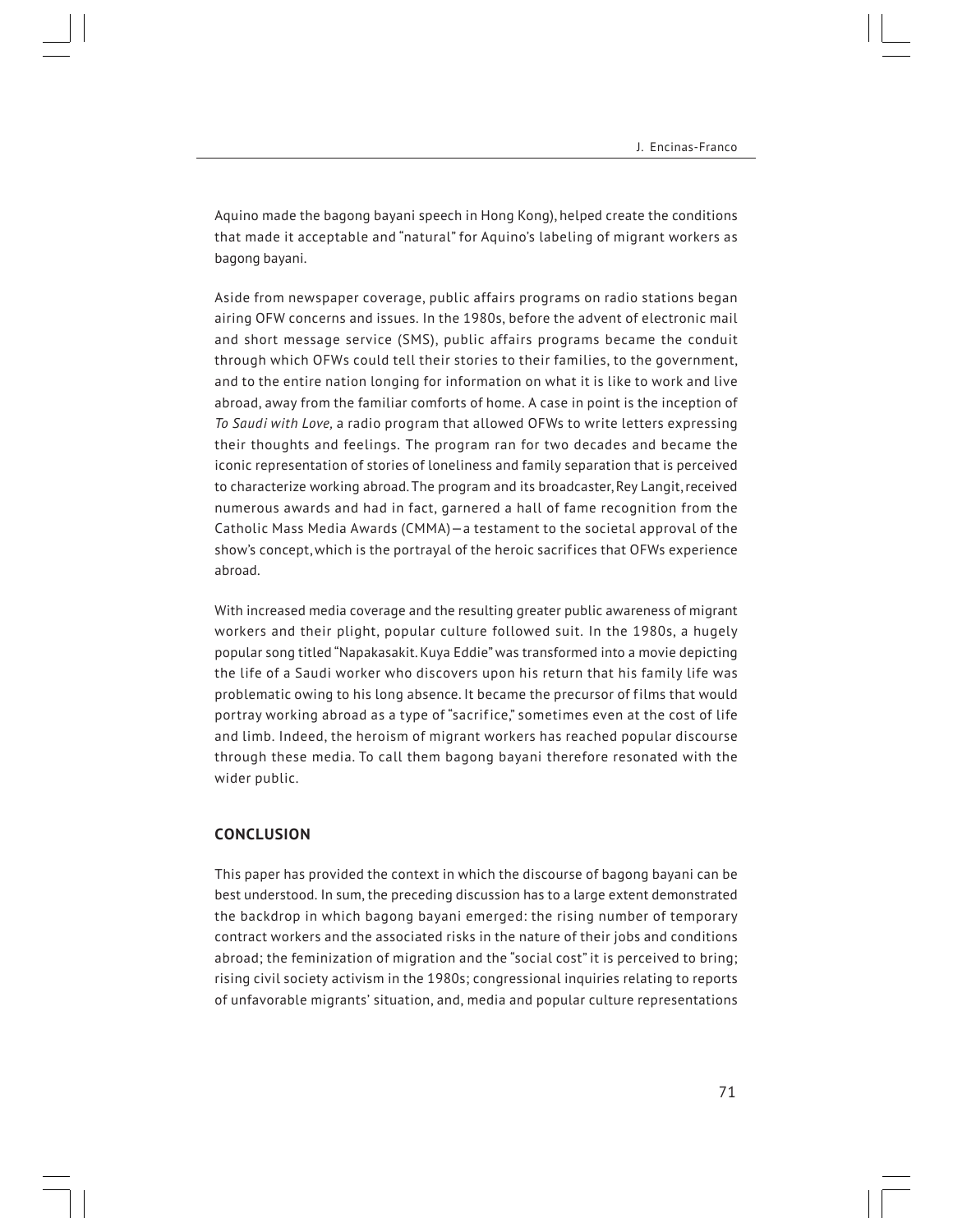Aquino made the bagong bayani speech in Hong Kong), helped create the conditions that made it acceptable and "natural" for Aquino's labeling of migrant workers as bagong bayani.

Aside from newspaper coverage, public affairs programs on radio stations began airing OFW concerns and issues. In the 1980s, before the advent of electronic mail and short message service (SMS), public affairs programs became the conduit through which OFWs could tell their stories to their families, to the government, and to the entire nation longing for information on what it is like to work and live abroad, away from the familiar comforts of home. A case in point is the inception of *To Saudi with Love,* a radio program that allowed OFWs to write letters expressing their thoughts and feelings. The program ran for two decades and became the iconic representation of stories of loneliness and family separation that is perceived to characterize working abroad. The program and its broadcaster, Rey Langit, received numerous awards and had in fact, garnered a hall of fame recognition from the Catholic Mass Media Awards (CMMA)—a testament to the societal approval of the show's concept, which is the portrayal of the heroic sacrifices that OFWs experience abroad.

With increased media coverage and the resulting greater public awareness of migrant workers and their plight, popular culture followed suit. In the 1980s, a hugely popular song titled "Napakasakit. Kuya Eddie" was transformed into a movie depicting the life of a Saudi worker who discovers upon his return that his family life was problematic owing to his long absence. It became the precursor of films that would portray working abroad as a type of "sacrifice," sometimes even at the cost of life and limb. Indeed, the heroism of migrant workers has reached popular discourse through these media. To call them bagong bayani therefore resonated with the wider public.

## CONCLUSION

This paper has provided the context in which the discourse of bagong bayani can be best understood. In sum, the preceding discussion has to a large extent demonstrated the backdrop in which bagong bayani emerged: the rising number of temporary contract workers and the associated risks in the nature of their jobs and conditions abroad; the feminization of migration and the "social cost" it is perceived to bring; rising civil society activism in the 1980s; congressional inquiries relating to reports of unfavorable migrants' situation, and, media and popular culture representations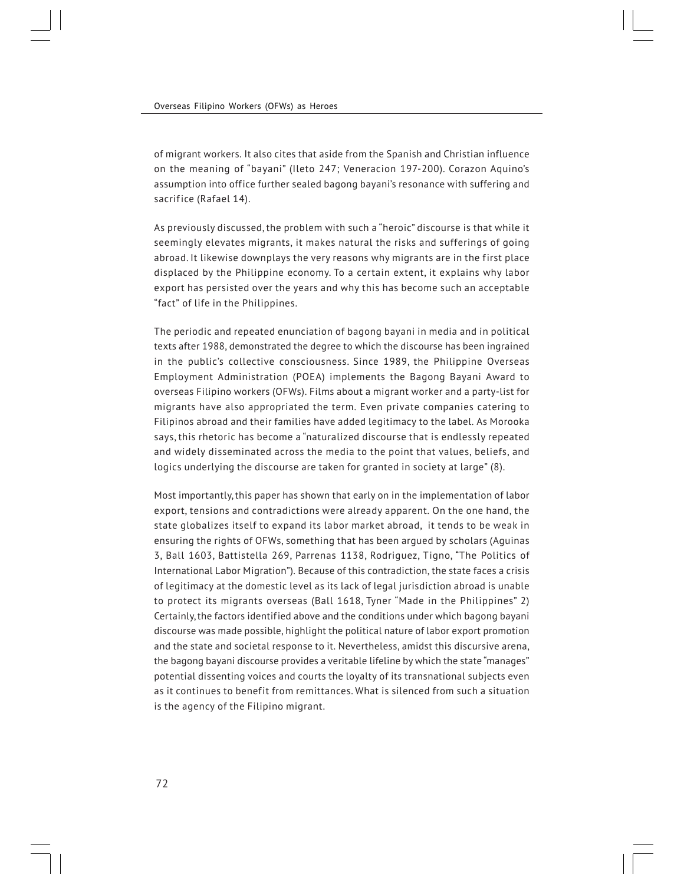of migrant workers. It also cites that aside from the Spanish and Christian influence on the meaning of "bayani" (Ileto 247; Veneracion 197-200). Corazon Aquino's assumption into office further sealed bagong bayani's resonance with suffering and sacrifice (Rafael 14).

As previously discussed, the problem with such a "heroic" discourse is that while it seemingly elevates migrants, it makes natural the risks and sufferings of going abroad. It likewise downplays the very reasons why migrants are in the first place displaced by the Philippine economy. To a certain extent, it explains why labor export has persisted over the years and why this has become such an acceptable "fact" of life in the Philippines.

The periodic and repeated enunciation of bagong bayani in media and in political texts after 1988, demonstrated the degree to which the discourse has been ingrained in the public's collective consciousness. Since 1989, the Philippine Overseas Employment Administration (POEA) implements the Bagong Bayani Award to overseas Filipino workers (OFWs). Films about a migrant worker and a party-list for migrants have also appropriated the term. Even private companies catering to Filipinos abroad and their families have added legitimacy to the label. As Morooka says, this rhetoric has become a "naturalized discourse that is endlessly repeated and widely disseminated across the media to the point that values, beliefs, and logics underlying the discourse are taken for granted in society at large" (8).

Most importantly, this paper has shown that early on in the implementation of labor export, tensions and contradictions were already apparent. On the one hand, the state globalizes itself to expand its labor market abroad, it tends to be weak in ensuring the rights of OFWs, something that has been argued by scholars (Aguinas 3, Ball 1603, Battistella 269, Parrenas 1138, Rodriguez, Tigno, "The Politics of International Labor Migration"). Because of this contradiction, the state faces a crisis of legitimacy at the domestic level as its lack of legal jurisdiction abroad is unable to protect its migrants overseas (Ball 1618, Tyner "Made in the Philippines" 2) Certainly, the factors identified above and the conditions under which bagong bayani discourse was made possible, highlight the political nature of labor export promotion and the state and societal response to it. Nevertheless, amidst this discursive arena, the bagong bayani discourse provides a veritable lifeline by which the state "manages" potential dissenting voices and courts the loyalty of its transnational subjects even as it continues to benefit from remittances. What is silenced from such a situation is the agency of the Filipino migrant.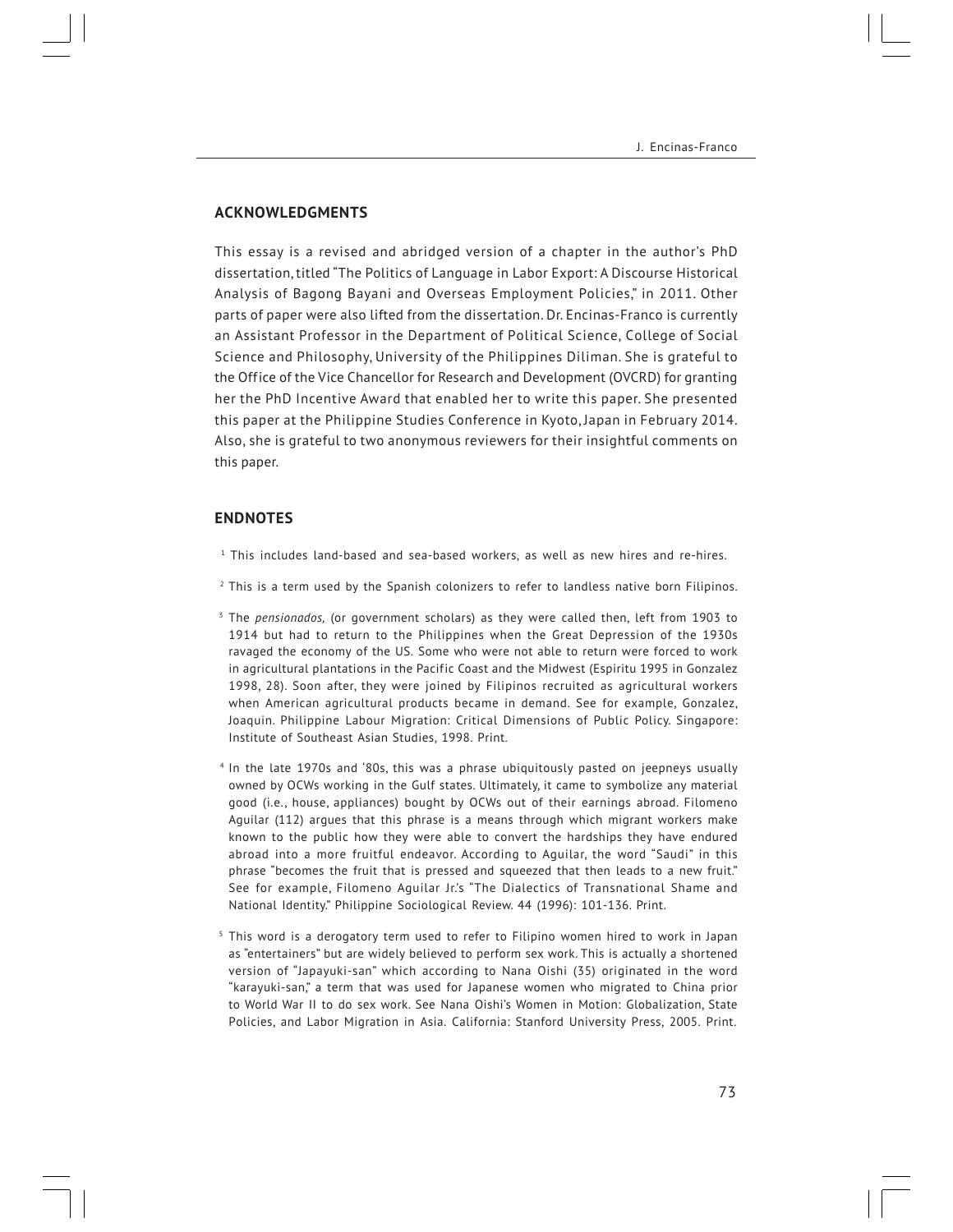## ACKNOWLEDGMENTS

This essay is a revised and abridged version of a chapter in the author's PhD dissertation, titled "The Politics of Language in Labor Export: A Discourse Historical Analysis of Bagong Bayani and Overseas Employment Policies," in 2011. Other parts of paper were also lifted from the dissertation. Dr. Encinas-Franco is currently an Assistant Professor in the Department of Political Science, College of Social Science and Philosophy, University of the Philippines Diliman. She is grateful to the Office of the Vice Chancellor for Research and Development (OVCRD) for granting her the PhD Incentive Award that enabled her to write this paper. She presented this paper at the Philippine Studies Conference in Kyoto, Japan in February 2014. Also, she is grateful to two anonymous reviewers for their insightful comments on this paper.

## ENDNOTES

[1] This includes land-based and sea-based workers, as well as new hires and re-hires.

[2] This is a term used by the Spanish colonizers to refer to landless native born Filipinos.

[3] The *pensionados,* (or government scholars) as they were called then, left from 1903 to 1914 but had to return to the Philippines when the Great Depression of the 1930s ravaged the economy of the US. Some who were not able to return were forced to work in agricultural plantations in the Pacific Coast and the Midwest (Espiritu 1995 in Gonzalez 1998, 28). Soon after, they were joined by Filipinos recruited as agricultural workers when American agricultural products became in demand. See for example, Gonzalez, Joaquin. Philippine Labour Migration: Critical Dimensions of Public Policy. Singapore: Institute of Southeast Asian Studies, 1998. Print.

[4] In the late 1970s and '80s, this was a phrase ubiquitously pasted on jeepneys usually owned by OCWs working in the Gulf states. Ultimately, it came to symbolize any material good (i.e., house, appliances) bought by OCWs out of their earnings abroad. Filomeno Aguilar (112) argues that this phrase is a means through which migrant workers make known to the public how they were able to convert the hardships they have endured abroad into a more fruitful endeavor. According to Aguilar, the word "Saudi" in this phrase "becomes the fruit that is pressed and squeezed that then leads to a new fruit." See for example, Filomeno Aguilar Jr.'s "The Dialectics of Transnational Shame and National Identity." Philippine Sociological Review. 44 (1996): 101-136. Print.

[5] This word is a derogatory term used to refer to Filipino women hired to work in Japan as "entertainers" but are widely believed to perform sex work. This is actually a shortened version of "Japayuki-san" which according to Nana Oishi (35) originated in the word "karayuki-san," a term that was used for Japanese women who migrated to China prior to World War II to do sex work. See Nana Oishi's Women in Motion: Globalization, State Policies, and Labor Migration in Asia. California: Stanford University Press, 2005. Print.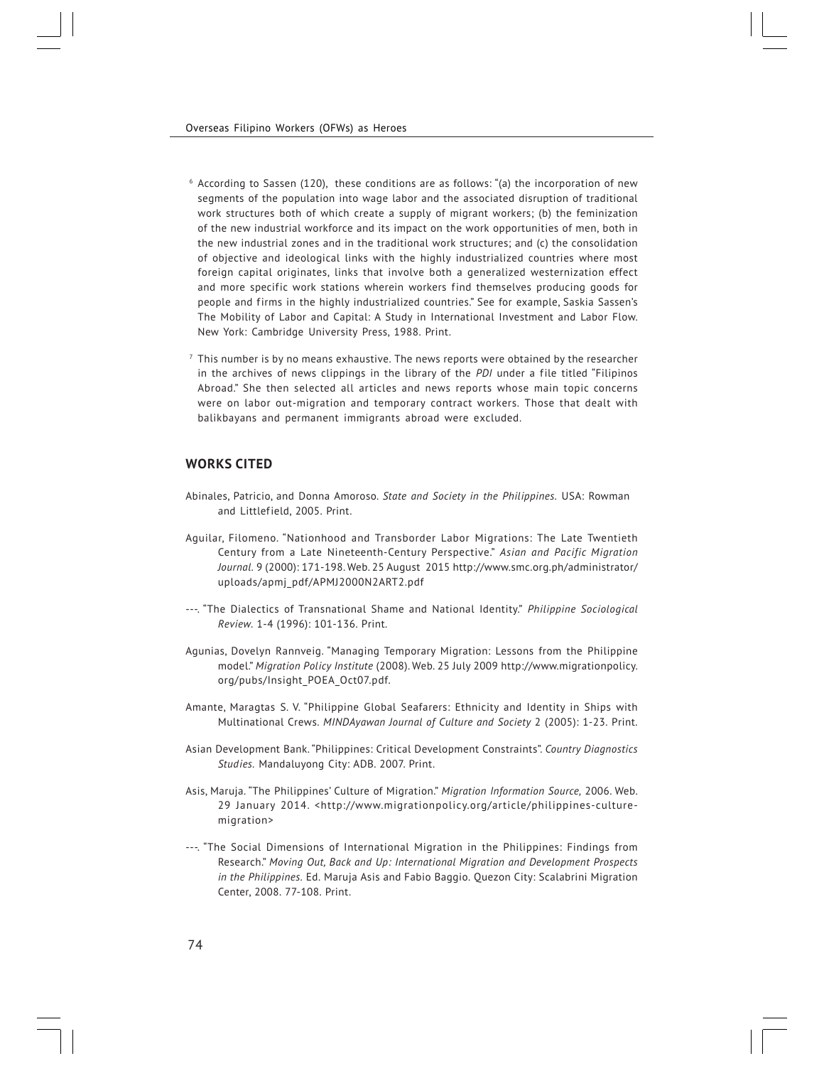[6] According to Sassen (120), these conditions are as follows: "(a) the incorporation of new segments of the population into wage labor and the associated disruption of traditional work structures both of which create a supply of migrant workers; (b) the feminization of the new industrial workforce and its impact on the work opportunities of men, both in the new industrial zones and in the traditional work structures; and (c) the consolidation of objective and ideological links with the highly industrialized countries where most foreign capital originates, links that involve both a generalized westernization effect and more specific work stations wherein workers find themselves producing goods for people and firms in the highly industrialized countries." See for example, Saskia Sassen's The Mobility of Labor and Capital: A Study in International Investment and Labor Flow. New York: Cambridge University Press, 1988. Print.

[7] This number is by no means exhaustive. The news reports were obtained by the researcher in the archives of news clippings in the library of the *PDI* under a file titled "Filipinos Abroad." She then selected all articles and news reports whose main topic concerns were on labor out-migration and temporary contract workers. Those that dealt with balikbayans and permanent immigrants abroad were excluded.

## WORKS CITED

Abinales, Patricio, and Donna Amoroso. *State and Society in the Philippines.* USA: Rowman and Littlefield, 2005. Print.

Aguilar, Filomeno. "Nationhood and Transborder Labor Migrations: The Late Twentieth Century from a Late Nineteenth-Century Perspective." *Asian and Pacific Migration Journal.* 9 (2000): 171-198. Web. 25 August 2015 http://www.smc.org.ph/administrator/uploads/apmj_pdf/APMJ2000N2ART2.pdf

---. "The Dialectics of Transnational Shame and National Identity." *Philippine Sociological Review.* 1-4 (1996): 101-136. Print.

Agunias, Dovelyn Rannveig. "Managing Temporary Migration: Lessons from the Philippine model." *Migration Policy Institute* (2008). Web. 25 July 2009 http://www.migrationpolicy.org/pubs/Insight_POEA_Oct07.pdf.

Amante, Maragtas S. V. "Philippine Global Seafarers: Ethnicity and Identity in Ships with Multinational Crews. *MINDAyawan Journal of Culture and Society* 2 (2005): 1-23. Print.

Asian Development Bank. "Philippines: Critical Development Constraints". *Country Diagnostics Studies.* Mandaluyong City: ADB. 2007. Print.

Asis, Maruja. "The Philippines' Culture of Migration." *Migration Information Source,* 2006. Web. 29 January 2014. <http://www.migrationpolicy.org/article/philippines-culture-migration>

---. "The Social Dimensions of International Migration in the Philippines: Findings from Research." *Moving Out, Back and Up: International Migration and Development Prospects in the Philippines.* Ed. Maruja Asis and Fabio Baggio. Quezon City: Scalabrini Migration Center, 2008. 77-108. Print.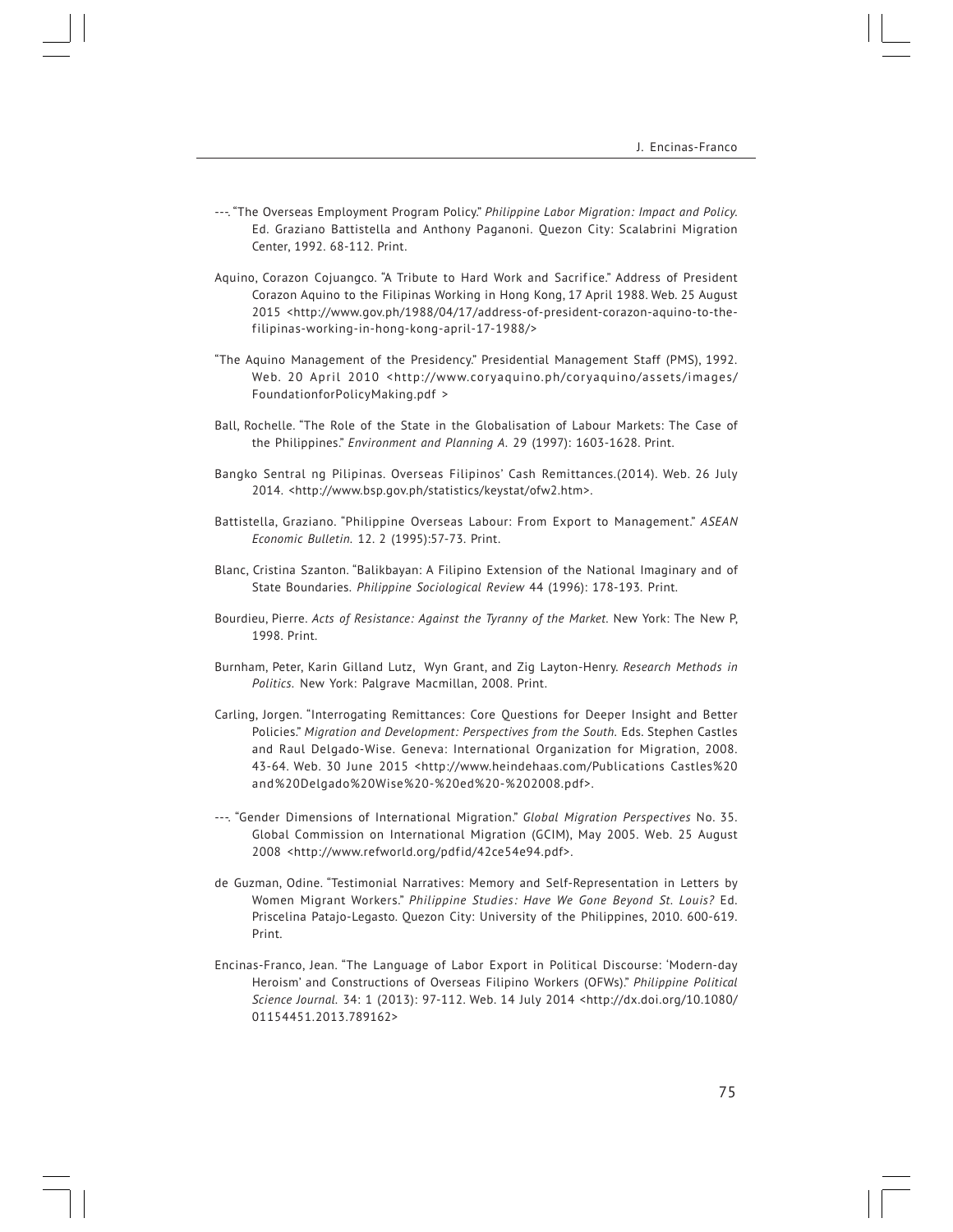---. "The Overseas Employment Program Policy." *Philippine Labor Migration: Impact and Policy.* Ed. Graziano Battistella and Anthony Paganoni. Quezon City: Scalabrini Migration Center, 1992. 68-112. Print.

Aquino, Corazon Cojuangco. "A Tribute to Hard Work and Sacrifice." Address of President Corazon Aquino to the Filipinas Working in Hong Kong, 17 April 1988. Web. 25 August 2015 <http://www.gov.ph/1988/04/17/address-of-president-corazon-aquino-to-the-filipinas-working-in-hong-kong-april-17-1988/>

"The Aquino Management of the Presidency." Presidential Management Staff (PMS), 1992. Web. 20 April 2010 <http://www.coryaquino.ph/coryaquino/assets/images/FoundationforPolicyMaking.pdf >

Ball, Rochelle. "The Role of the State in the Globalisation of Labour Markets: The Case of the Philippines." *Environment and Planning A.* 29 (1997): 1603-1628. Print.

Bangko Sentral ng Pilipinas. Overseas Filipinos' Cash Remittances.(2014). Web. 26 July 2014. <http://www.bsp.gov.ph/statistics/keystat/ofw2.htm>.

Battistella, Graziano. "Philippine Overseas Labour: From Export to Management." *ASEAN Economic Bulletin.* 12. 2 (1995):57-73. Print.

Blanc, Cristina Szanton. "Balikbayan: A Filipino Extension of the National Imaginary and of State Boundaries. *Philippine Sociological Review* 44 (1996): 178-193. Print.

Bourdieu, Pierre. *Acts of Resistance: Against the Tyranny of the Market.* New York: The New P, 1998. Print.

Burnham, Peter, Karin Gilland Lutz, Wyn Grant, and Zig Layton-Henry. *Research Methods in Politics.* New York: Palgrave Macmillan, 2008. Print.

Carling, Jorgen. "Interrogating Remittances: Core Questions for Deeper Insight and Better Policies." *Migration and Development: Perspectives from the South.* Eds. Stephen Castles and Raul Delgado-Wise. Geneva: International Organization for Migration, 2008. 43-64. Web. 30 June 2015 <http://www.heindehaas.com/Publications Castles%20and%20Delgado%20Wise%20-%20ed%20-%202008.pdf>.

---. "Gender Dimensions of International Migration." *Global Migration Perspectives* No. 35. Global Commission on International Migration (GCIM), May 2005. Web. 25 August 2008 <http://www.refworld.org/pdfid/42ce54e94.pdf>.

de Guzman, Odine. "Testimonial Narratives: Memory and Self-Representation in Letters by Women Migrant Workers." *Philippine Studies: Have We Gone Beyond St. Louis?* Ed. Priscelina Patajo-Legasto. Quezon City: University of the Philippines, 2010. 600-619. Print.

Encinas-Franco, Jean. "The Language of Labor Export in Political Discourse: 'Modern-day Heroism' and Constructions of Overseas Filipino Workers (OFWs)." *Philippine Political Science Journal.* 34: 1 (2013): 97-112. Web. 14 July 2014 <http://dx.doi.org/10.1080/01154451.2013.789162>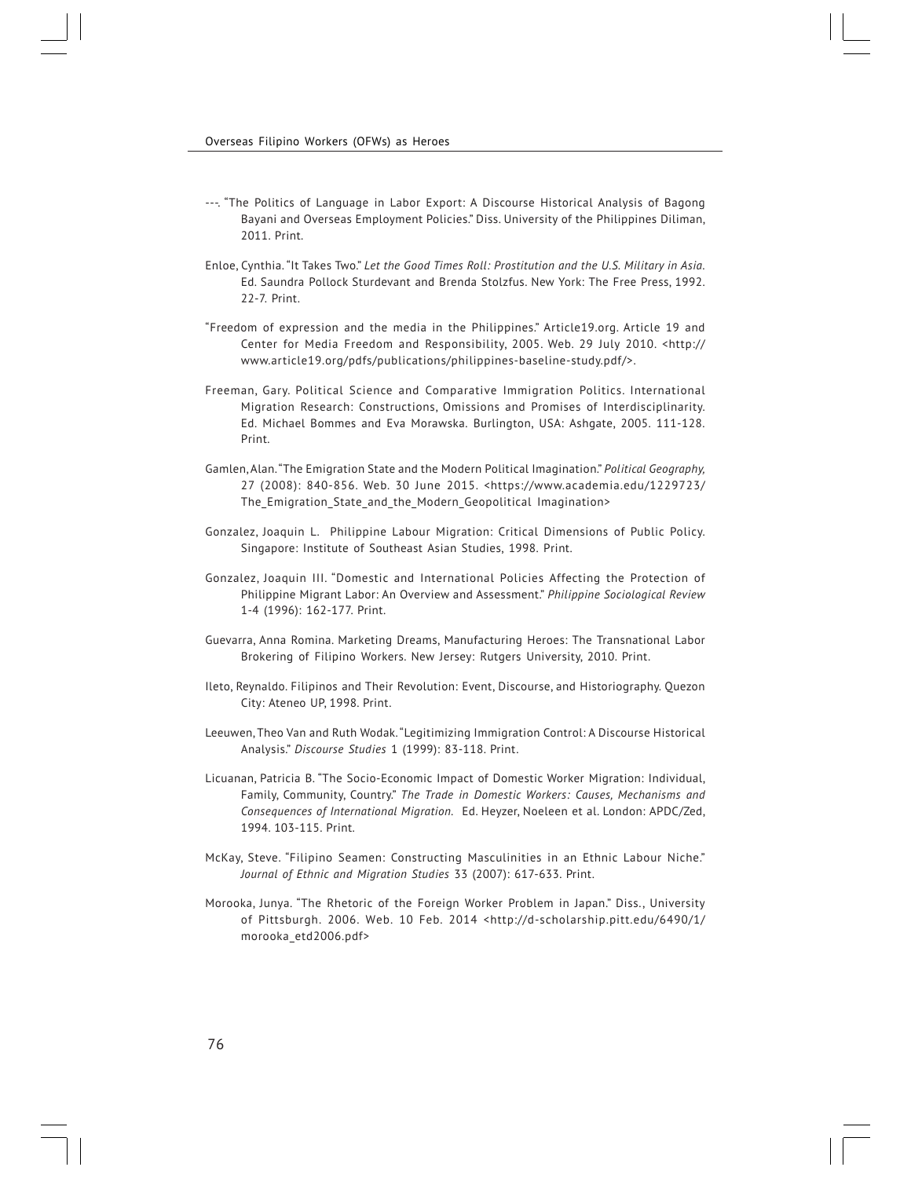---. "The Politics of Language in Labor Export: A Discourse Historical Analysis of Bagong Bayani and Overseas Employment Policies." Diss. University of the Philippines Diliman, 2011. Print.

Enloe, Cynthia. "It Takes Two." *Let the Good Times Roll: Prostitution and the U.S. Military in Asia.* Ed. Saundra Pollock Sturdevant and Brenda Stolzfus. New York: The Free Press, 1992. 22-7. Print.

"Freedom of expression and the media in the Philippines." Article19.org. Article 19 and Center for Media Freedom and Responsibility, 2005. Web. 29 July 2010. <http://www.article19.org/pdfs/publications/philippines-baseline-study.pdf/>.

Freeman, Gary. Political Science and Comparative Immigration Politics. International Migration Research: Constructions, Omissions and Promises of Interdisciplinarity. Ed. Michael Bommes and Eva Morawska. Burlington, USA: Ashgate, 2005. 111-128. Print.

Gamlen, Alan. "The Emigration State and the Modern Political Imagination." *Political Geography,* 27 (2008): 840-856. Web. 30 June 2015. <https://www.academia.edu/1229723/The_Emigration_State_and_the_Modern_Geopolitical Imagination>

Gonzalez, Joaquin L. Philippine Labour Migration: Critical Dimensions of Public Policy. Singapore: Institute of Southeast Asian Studies, 1998. Print.

Gonzalez, Joaquin III. "Domestic and International Policies Affecting the Protection of Philippine Migrant Labor: An Overview and Assessment." *Philippine Sociological Review* 1-4 (1996): 162-177. Print.

Guevarra, Anna Romina. Marketing Dreams, Manufacturing Heroes: The Transnational Labor Brokering of Filipino Workers. New Jersey: Rutgers University, 2010. Print.

Ileto, Reynaldo. Filipinos and Their Revolution: Event, Discourse, and Historiography. Quezon City: Ateneo UP, 1998. Print.

Leeuwen, Theo Van and Ruth Wodak. "Legitimizing Immigration Control: A Discourse Historical Analysis." *Discourse Studies* 1 (1999): 83-118. Print.

Licuanan, Patricia B. "The Socio-Economic Impact of Domestic Worker Migration: Individual, Family, Community, Country." *The Trade in Domestic Workers: Causes, Mechanisms and Consequences of International Migration.* Ed. Heyzer, Noeleen et al. London: APDC/Zed, 1994. 103-115. Print.

McKay, Steve. "Filipino Seamen: Constructing Masculinities in an Ethnic Labour Niche." *Journal of Ethnic and Migration Studies* 33 (2007): 617-633. Print.

Morooka, Junya. "The Rhetoric of the Foreign Worker Problem in Japan." Diss., University of Pittsburgh. 2006. Web. 10 Feb. 2014 <http://d-scholarship.pitt.edu/6490/1/morooka_etd2006.pdf>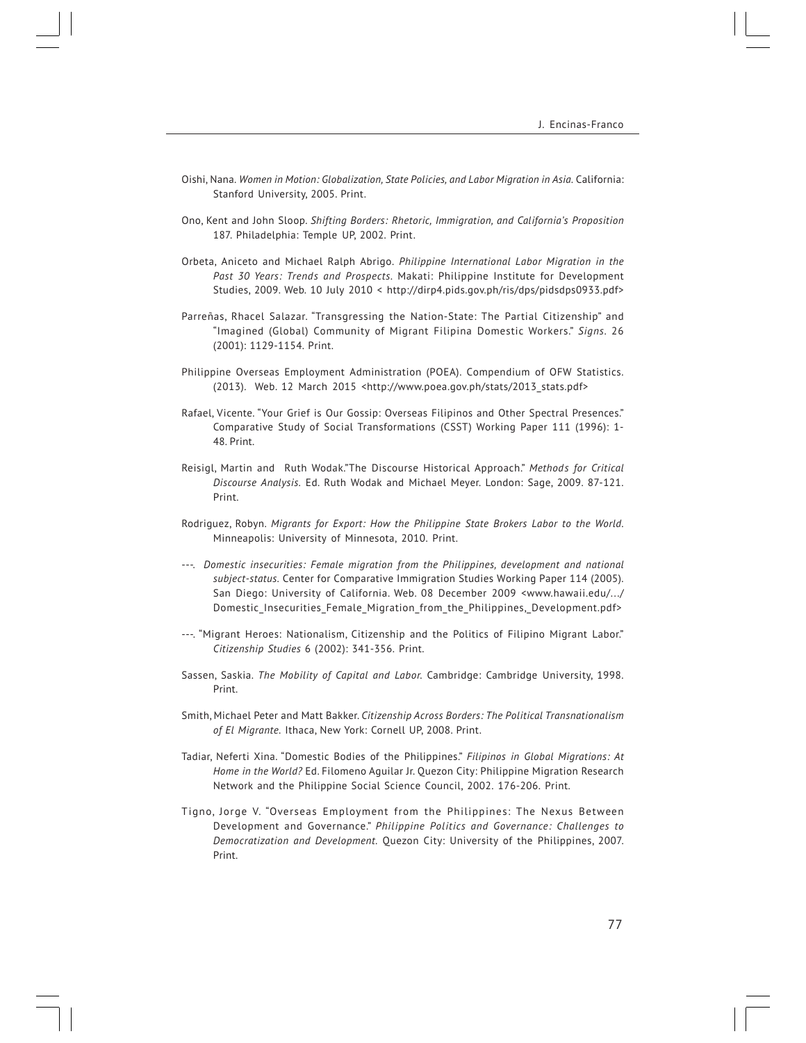Oishi, Nana. *Women in Motion: Globalization, State Policies, and Labor Migration in Asia.* California: Stanford University, 2005. Print.

Ono, Kent and John Sloop. *Shifting Borders: Rhetoric, Immigration, and California's Proposition* 187. Philadelphia: Temple UP, 2002. Print.

Orbeta, Aniceto and Michael Ralph Abrigo. *Philippine International Labor Migration in the Past 30 Years: Trends and Prospects.* Makati: Philippine Institute for Development Studies, 2009. Web. 10 July 2010 < http://dirp4.pids.gov.ph/ris/dps/pidsdps0933.pdf>

Parreñas, Rhacel Salazar. "Transgressing the Nation-State: The Partial Citizenship" and "Imagined (Global) Community of Migrant Filipina Domestic Workers." *Signs*. 26 (2001): 1129-1154. Print.

Philippine Overseas Employment Administration (POEA). Compendium of OFW Statistics. (2013). Web. 12 March 2015 <http://www.poea.gov.ph/stats/2013_stats.pdf>

Rafael, Vicente. "Your Grief is Our Gossip: Overseas Filipinos and Other Spectral Presences." Comparative Study of Social Transformations (CSST) Working Paper 111 (1996): 1-48. Print.

Reisigl, Martin and Ruth Wodak."The Discourse Historical Approach." *Methods for Critical Discourse Analysis.* Ed. Ruth Wodak and Michael Meyer. London: Sage, 2009. 87-121. Print.

Rodriguez, Robyn. *Migrants for Export: How the Philippine State Brokers Labor to the World.* Minneapolis: University of Minnesota, 2010. Print.

---. *Domestic insecurities: Female migration from the Philippines, development and national subject-status.* Center for Comparative Immigration Studies Working Paper 114 (2005). San Diego: University of California. Web. 08 December 2009 <www.hawaii.edu/.../Domestic_Insecurities_Female_Migration_from_the_Philippines,_Development.pdf>

---. "Migrant Heroes: Nationalism, Citizenship and the Politics of Filipino Migrant Labor." *Citizenship Studies* 6 (2002): 341-356. Print.

Sassen, Saskia. *The Mobility of Capital and Labor.* Cambridge: Cambridge University, 1998. Print.

Smith, Michael Peter and Matt Bakker. *Citizenship Across Borders: The Political Transnationalism of El Migrante.* Ithaca, New York: Cornell UP, 2008. Print.

Tadiar, Neferti Xina. "Domestic Bodies of the Philippines." *Filipinos in Global Migrations: At Home in the World?* Ed. Filomeno Aguilar Jr. Quezon City: Philippine Migration Research Network and the Philippine Social Science Council, 2002. 176-206. Print.

Tigno, Jorge V. "Overseas Employment from the Philippines: The Nexus Between Development and Governance." *Philippine Politics and Governance: Challenges to Democratization and Development.* Quezon City: University of the Philippines, 2007. Print.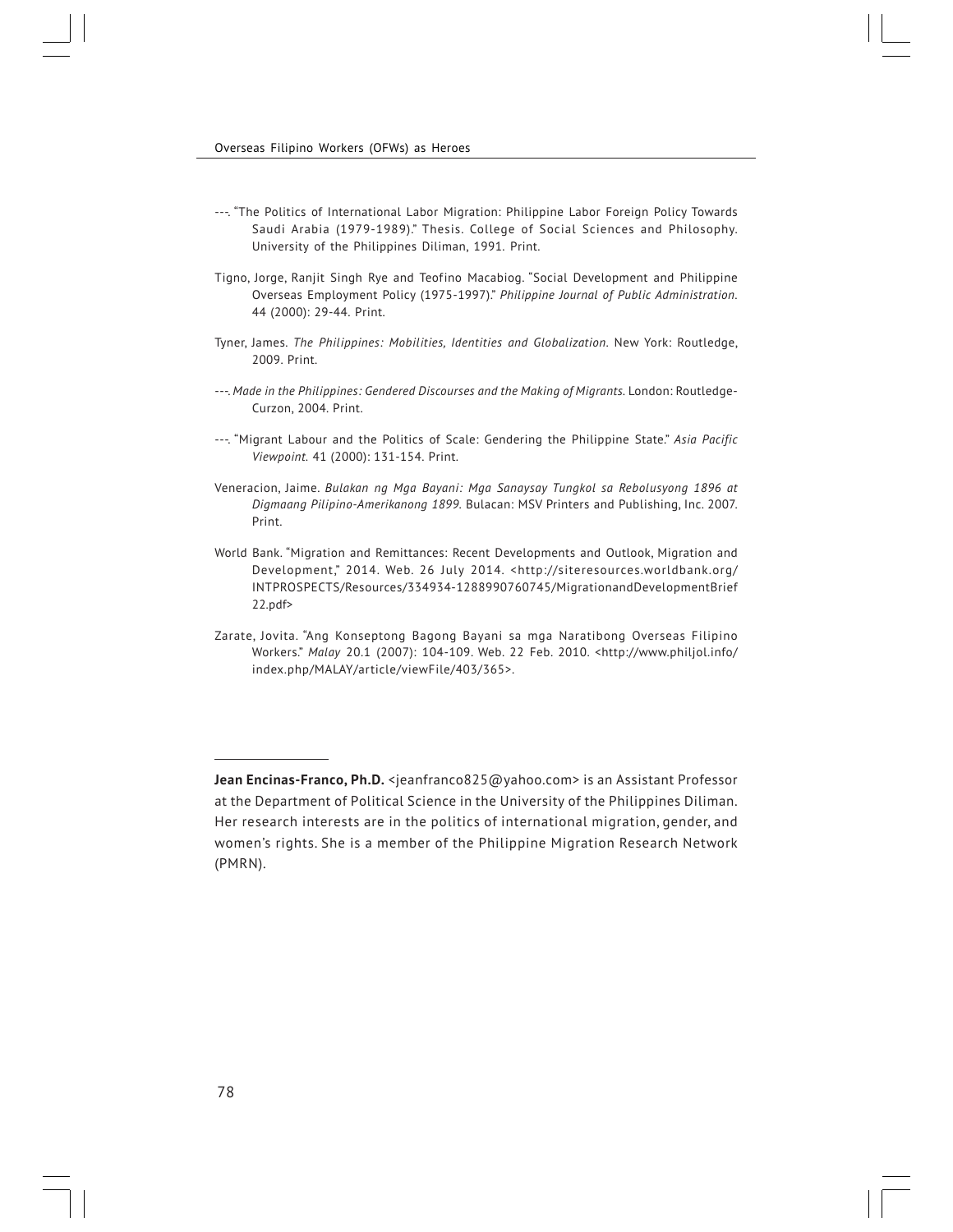---. "The Politics of International Labor Migration: Philippine Labor Foreign Policy Towards Saudi Arabia (1979-1989)." Thesis. College of Social Sciences and Philosophy. University of the Philippines Diliman, 1991. Print.

Tigno, Jorge, Ranjit Singh Rye and Teofino Macabiog. "Social Development and Philippine Overseas Employment Policy (1975-1997)." *Philippine Journal of Public Administration*. 44 (2000): 29-44. Print.

Tyner, James. *The Philippines: Mobilities, Identities and Globalization*. New York: Routledge, 2009. Print.

---. *Made in the Philippines: Gendered Discourses and the Making of Migrants*. London: Routledge-Curzon, 2004. Print.

---. "Migrant Labour and the Politics of Scale: Gendering the Philippine State." *Asia Pacific Viewpoint*. 41 (2000): 131-154. Print.

Veneracion, Jaime. *Bulakan ng Mga Bayani: Mga Sanaysay Tungkol sa Rebolusyong 1896 at Digmaang Pilipino-Amerikanong 1899*. Bulacan: MSV Printers and Publishing, Inc. 2007. Print.

World Bank. "Migration and Remittances: Recent Developments and Outlook, Migration and Development," 2014. Web. 26 July 2014. <http://siteresources.worldbank.org/INTPROSPECTS/Resources/334934-1288990760745/MigrationandDevelopmentBrief22.pdf>

Zarate, Jovita. "Ang Konseptong Bagong Bayani sa mga Naratibong Overseas Filipino Workers." *Malay* 20.1 (2007): 104-109. Web. 22 Feb. 2010. <http://www.philjol.info/index.php/MALAY/article/viewFile/403/365>.

---

**Jean Encinas-Franco, Ph.D.** <jeanfranco825@yahoo.com> is an Assistant Professor at the Department of Political Science in the University of the Philippines Diliman. Her research interests are in the politics of international migration, gender, and women's rights. She is a member of the Philippine Migration Research Network (PMRN).